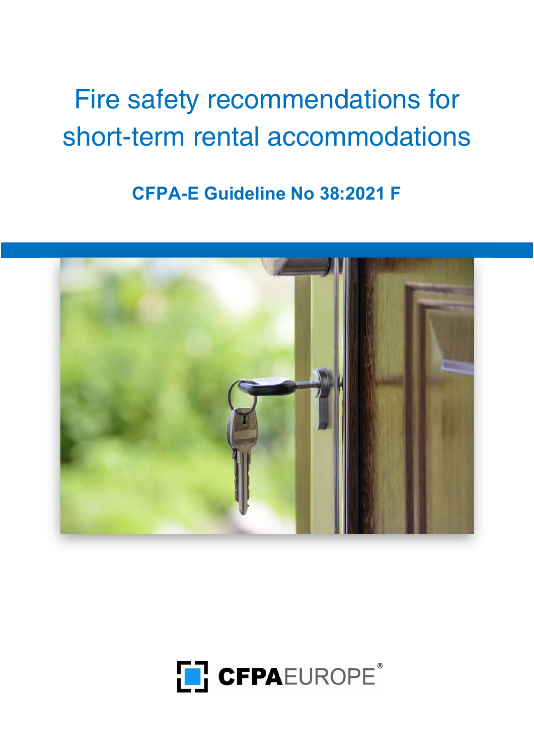# Fire safety recommendations for short-term rental accommodations

## CFPA-E Guideline No 38:2021 F

CFPAEUROPE®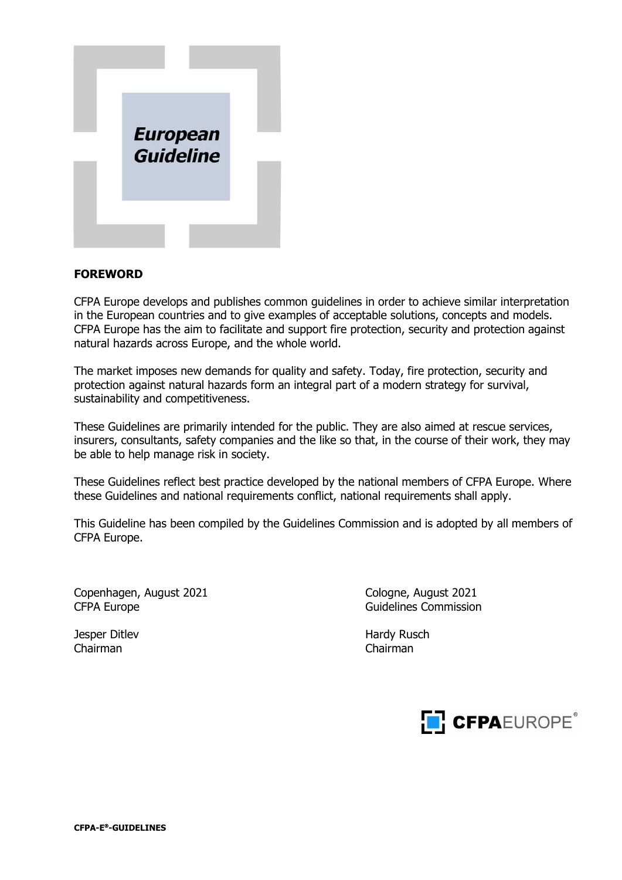**European Guideline**

## FOREWORD

CFPA Europe develops and publishes common guidelines in order to achieve similar interpretation in the European countries and to give examples of acceptable solutions, concepts and models. CFPA Europe has the aim to facilitate and support fire protection, security and protection against natural hazards across Europe, and the whole world.

The market imposes new demands for quality and safety. Today, fire protection, security and protection against natural hazards form an integral part of a modern strategy for survival, sustainability and competitiveness.

These Guidelines are primarily intended for the public. They are also aimed at rescue services, insurers, consultants, safety companies and the like so that, in the course of their work, they may be able to help manage risk in society.

These Guidelines reflect best practice developed by the national members of CFPA Europe. Where these Guidelines and national requirements conflict, national requirements shall apply.

This Guideline has been compiled by the Guidelines Commission and is adopted by all members of CFPA Europe.

Copenhagen, August 2021
CFPA Europe

Jesper Ditlev
Chairman

Cologne, August 2021
Guidelines Commission

Hardy Rusch
Chairman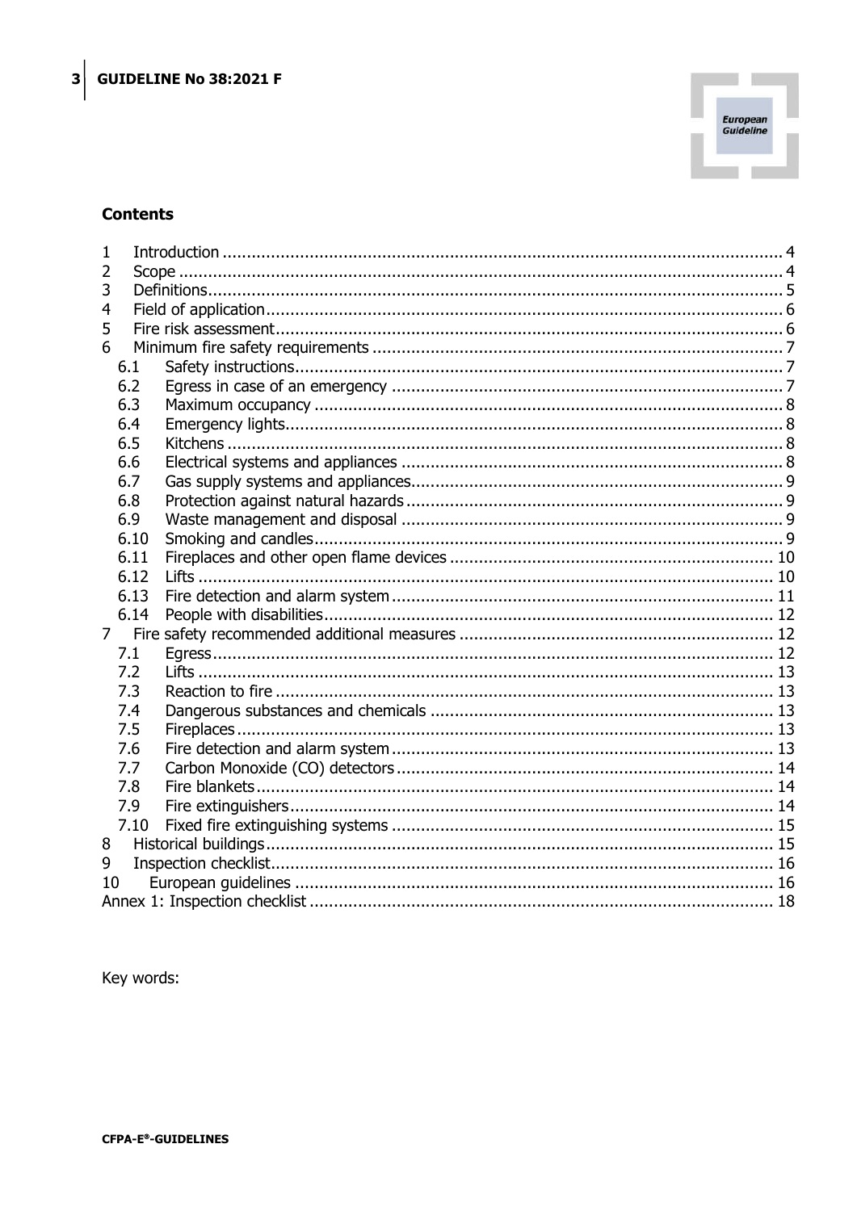## Contents

1 Introduction ..... 4
2 Scope ..... 4
3 Definitions ..... 5
4 Field of application ..... 6
5 Fire risk assessment ..... 6
6 Minimum fire safety requirements ..... 7
  6.1 Safety instructions ..... 7
  6.2 Egress in case of an emergency ..... 7
  6.3 Maximum occupancy ..... 8
  6.4 Emergency lights ..... 8
  6.5 Kitchens ..... 8
  6.6 Electrical systems and appliances ..... 8
  6.7 Gas supply systems and appliances ..... 9
  6.8 Protection against natural hazards ..... 9
  6.9 Waste management and disposal ..... 9
  6.10 Smoking and candles ..... 9
  6.11 Fireplaces and other open flame devices ..... 10
  6.12 Lifts ..... 10
  6.13 Fire detection and alarm system ..... 11
  6.14 People with disabilities ..... 12
7 Fire safety recommended additional measures ..... 12
  7.1 Egress ..... 12
  7.2 Lifts ..... 13
  7.3 Reaction to fire ..... 13
  7.4 Dangerous substances and chemicals ..... 13
  7.5 Fireplaces ..... 13
  7.6 Fire detection and alarm system ..... 13
  7.7 Carbon Monoxide (CO) detectors ..... 14
  7.8 Fire blankets ..... 14
  7.9 Fire extinguishers ..... 14
  7.10 Fixed fire extinguishing systems ..... 15
8 Historical buildings ..... 15
9 Inspection checklist ..... 16
10 European guidelines ..... 16
Annex 1: Inspection checklist ..... 18

Key words: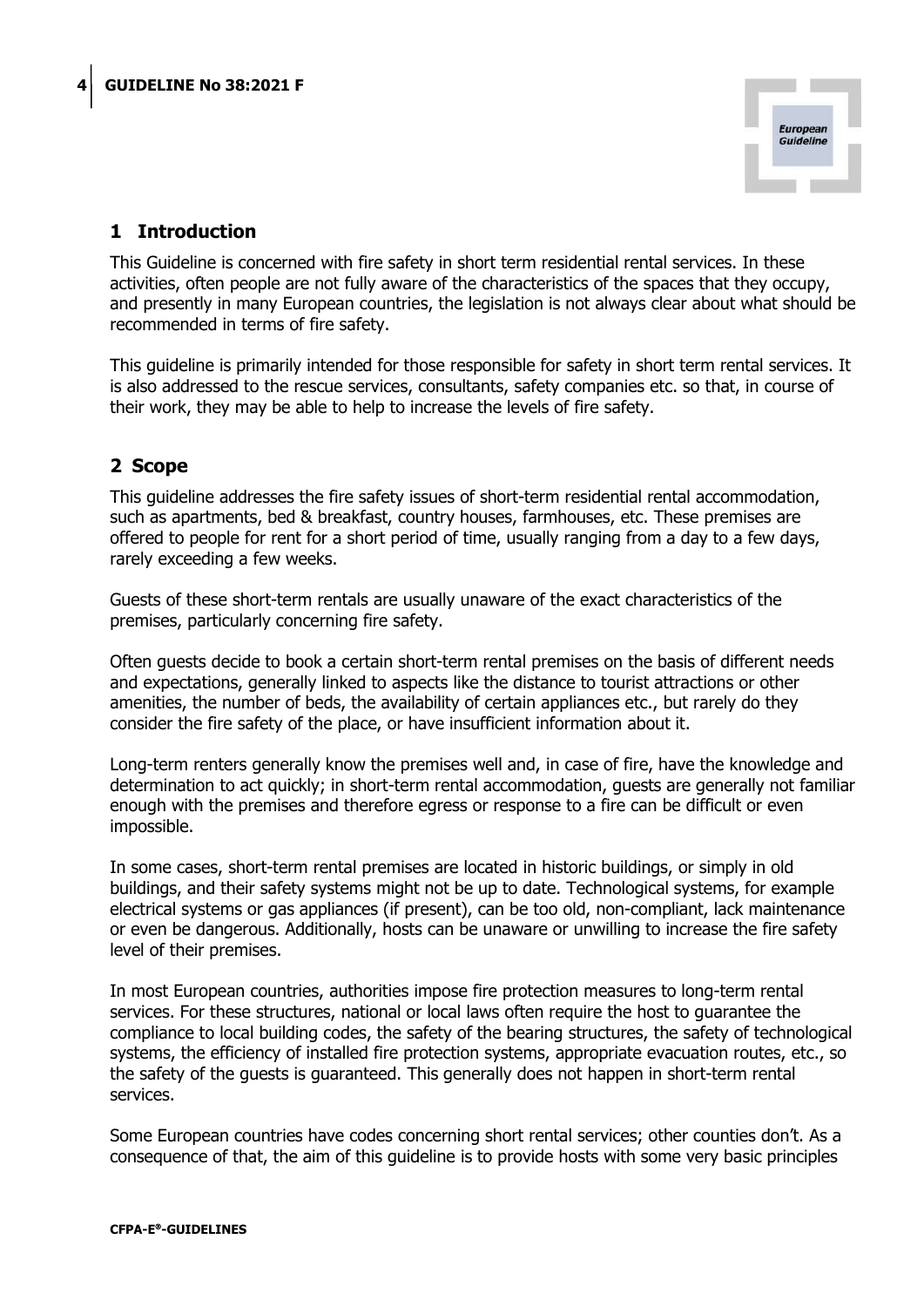## 1 Introduction

This Guideline is concerned with fire safety in short term residential rental services. In these activities, often people are not fully aware of the characteristics of the spaces that they occupy, and presently in many European countries, the legislation is not always clear about what should be recommended in terms of fire safety.

This guideline is primarily intended for those responsible for safety in short term rental services. It is also addressed to the rescue services, consultants, safety companies etc. so that, in course of their work, they may be able to help to increase the levels of fire safety.

## 2 Scope

This guideline addresses the fire safety issues of short-term residential rental accommodation, such as apartments, bed & breakfast, country houses, farmhouses, etc. These premises are offered to people for rent for a short period of time, usually ranging from a day to a few days, rarely exceeding a few weeks.

Guests of these short-term rentals are usually unaware of the exact characteristics of the premises, particularly concerning fire safety.

Often guests decide to book a certain short-term rental premises on the basis of different needs and expectations, generally linked to aspects like the distance to tourist attractions or other amenities, the number of beds, the availability of certain appliances etc., but rarely do they consider the fire safety of the place, or have insufficient information about it.

Long-term renters generally know the premises well and, in case of fire, have the knowledge and determination to act quickly; in short-term rental accommodation, guests are generally not familiar enough with the premises and therefore egress or response to a fire can be difficult or even impossible.

In some cases, short-term rental premises are located in historic buildings, or simply in old buildings, and their safety systems might not be up to date. Technological systems, for example electrical systems or gas appliances (if present), can be too old, non-compliant, lack maintenance or even be dangerous. Additionally, hosts can be unaware or unwilling to increase the fire safety level of their premises.

In most European countries, authorities impose fire protection measures to long-term rental services. For these structures, national or local laws often require the host to guarantee the compliance to local building codes, the safety of the bearing structures, the safety of technological systems, the efficiency of installed fire protection systems, appropriate evacuation routes, etc., so the safety of the guests is guaranteed. This generally does not happen in short-term rental services.

Some European countries have codes concerning short rental services; other counties don't. As a consequence of that, the aim of this guideline is to provide hosts with some very basic principles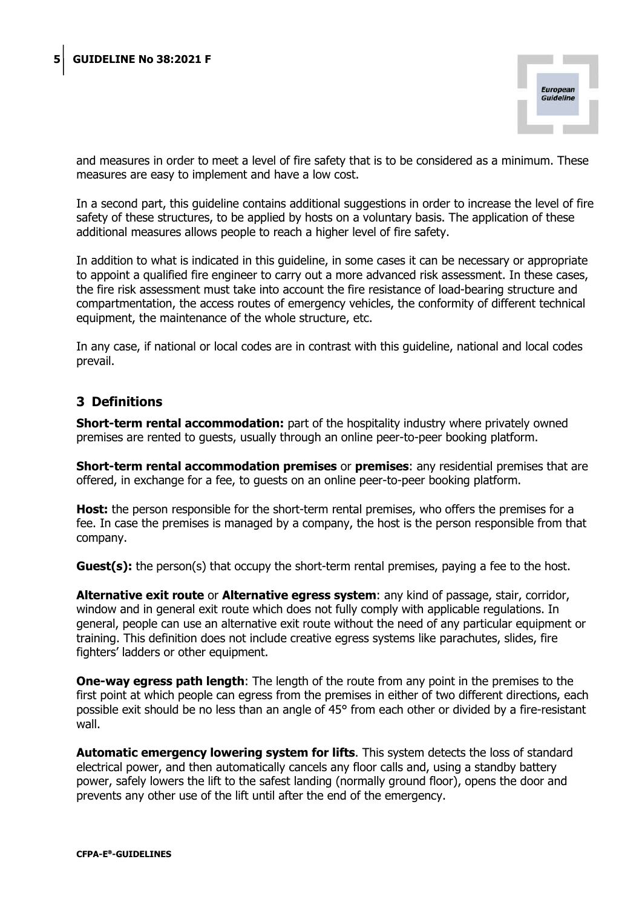and measures in order to meet a level of fire safety that is to be considered as a minimum. These measures are easy to implement and have a low cost.

In a second part, this guideline contains additional suggestions in order to increase the level of fire safety of these structures, to be applied by hosts on a voluntary basis. The application of these additional measures allows people to reach a higher level of fire safety.

In addition to what is indicated in this guideline, in some cases it can be necessary or appropriate to appoint a qualified fire engineer to carry out a more advanced risk assessment. In these cases, the fire risk assessment must take into account the fire resistance of load-bearing structure and compartmentation, the access routes of emergency vehicles, the conformity of different technical equipment, the maintenance of the whole structure, etc.

In any case, if national or local codes are in contrast with this guideline, national and local codes prevail.

## 3 Definitions

**Short-term rental accommodation:** part of the hospitality industry where privately owned premises are rented to guests, usually through an online peer-to-peer booking platform.

**Short-term rental accommodation premises** or **premises**: any residential premises that are offered, in exchange for a fee, to guests on an online peer-to-peer booking platform.

**Host:** the person responsible for the short-term rental premises, who offers the premises for a fee. In case the premises is managed by a company, the host is the person responsible from that company.

**Guest(s):** the person(s) that occupy the short-term rental premises, paying a fee to the host.

**Alternative exit route** or **Alternative egress system**: any kind of passage, stair, corridor, window and in general exit route which does not fully comply with applicable regulations. In general, people can use an alternative exit route without the need of any particular equipment or training. This definition does not include creative egress systems like parachutes, slides, fire fighters' ladders or other equipment.

**One-way egress path length**: The length of the route from any point in the premises to the first point at which people can egress from the premises in either of two different directions, each possible exit should be no less than an angle of 45° from each other or divided by a fire-resistant wall.

**Automatic emergency lowering system for lifts**. This system detects the loss of standard electrical power, and then automatically cancels any floor calls and, using a standby battery power, safely lowers the lift to the safest landing (normally ground floor), opens the door and prevents any other use of the lift until after the end of the emergency.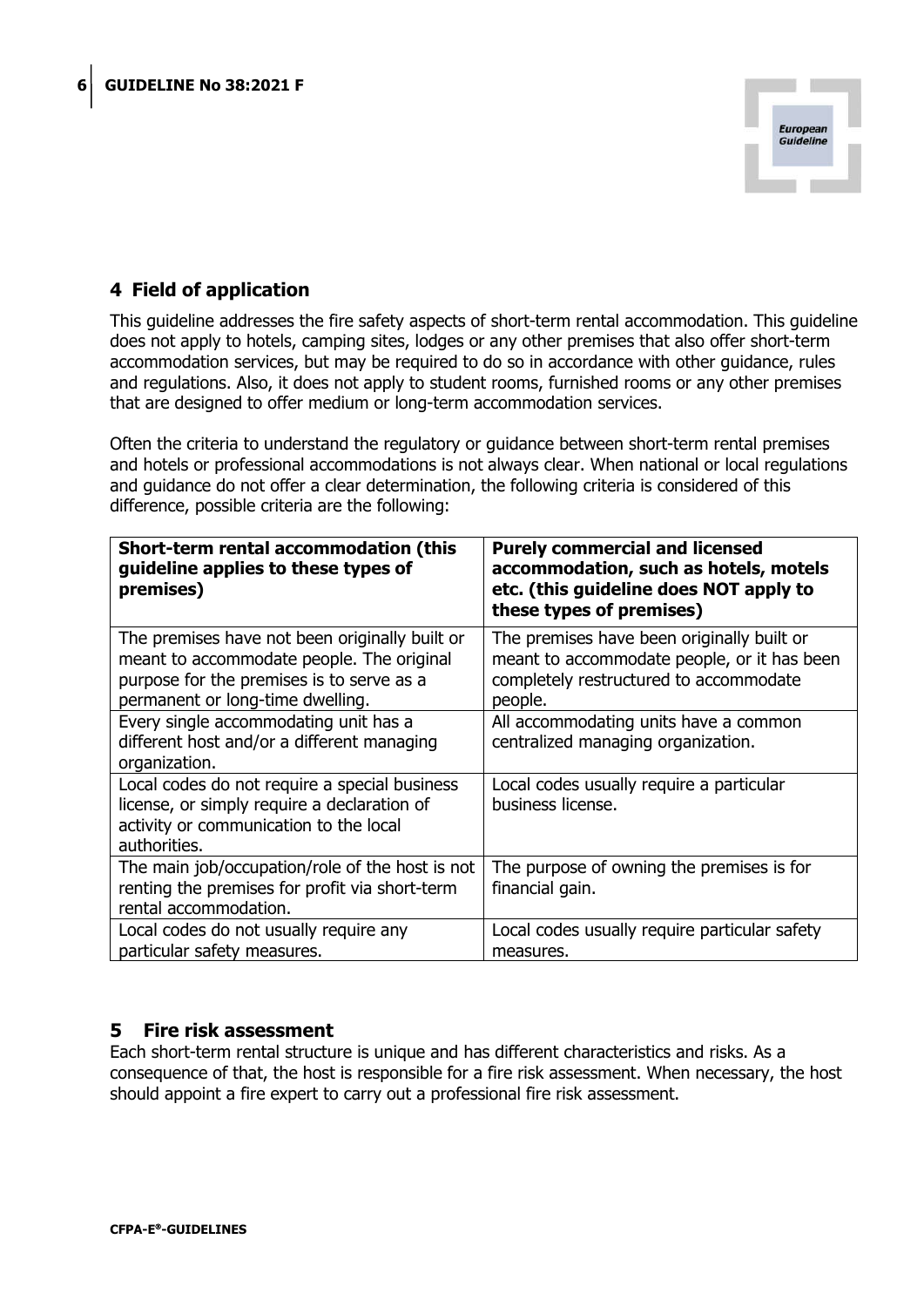## 4 Field of application

This guideline addresses the fire safety aspects of short-term rental accommodation. This guideline does not apply to hotels, camping sites, lodges or any other premises that also offer short-term accommodation services, but may be required to do so in accordance with other guidance, rules and regulations. Also, it does not apply to student rooms, furnished rooms or any other premises that are designed to offer medium or long-term accommodation services.

Often the criteria to understand the regulatory or guidance between short-term rental premises and hotels or professional accommodations is not always clear. When national or local regulations and guidance do not offer a clear determination, the following criteria is considered of this difference, possible criteria are the following:

| **Short-term rental accommodation (this guideline applies to these types of premises)** | **Purely commercial and licensed accommodation, such as hotels, motels etc. (this guideline does NOT apply to these types of premises)** |
|---|---|
| The premises have not been originally built or meant to accommodate people. The original purpose for the premises is to serve as a permanent or long-time dwelling. | The premises have been originally built or meant to accommodate people, or it has been completely restructured to accommodate people. |
| Every single accommodating unit has a different host and/or a different managing organization. | All accommodating units have a common centralized managing organization. |
| Local codes do not require a special business license, or simply require a declaration of activity or communication to the local authorities. | Local codes usually require a particular business license. |
| The main job/occupation/role of the host is not renting the premises for profit via short-term rental accommodation. | The purpose of owning the premises is for financial gain. |
| Local codes do not usually require any particular safety measures. | Local codes usually require particular safety measures. |

## 5 Fire risk assessment

Each short-term rental structure is unique and has different characteristics and risks. As a consequence of that, the host is responsible for a fire risk assessment. When necessary, the host should appoint a fire expert to carry out a professional fire risk assessment.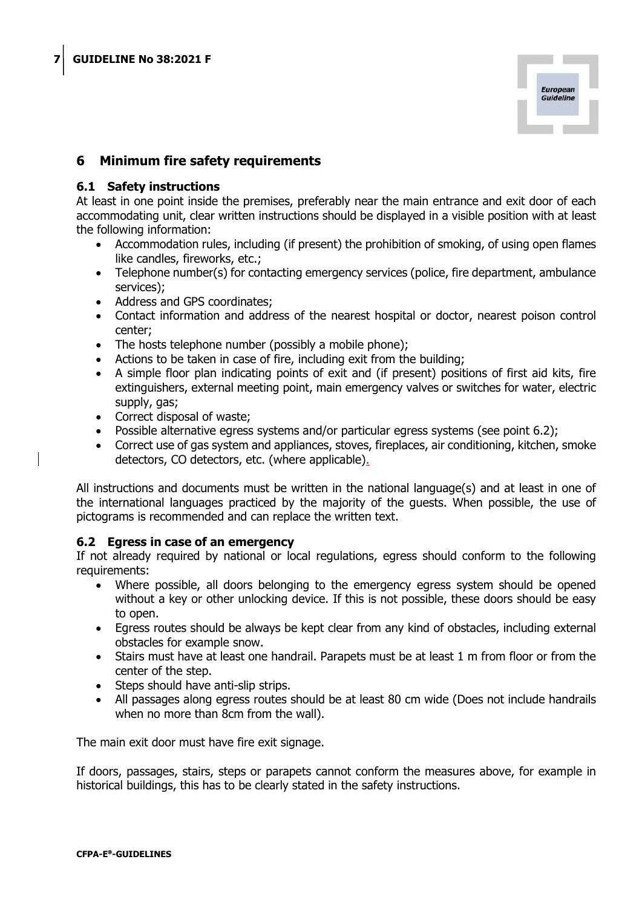## 6 Minimum fire safety requirements

### 6.1 Safety instructions

At least in one point inside the premises, preferably near the main entrance and exit door of each accommodating unit, clear written instructions should be displayed in a visible position with at least the following information:

- Accommodation rules, including (if present) the prohibition of smoking, of using open flames like candles, fireworks, etc.;
- Telephone number(s) for contacting emergency services (police, fire department, ambulance services);
- Address and GPS coordinates;
- Contact information and address of the nearest hospital or doctor, nearest poison control center;
- The hosts telephone number (possibly a mobile phone);
- Actions to be taken in case of fire, including exit from the building;
- A simple floor plan indicating points of exit and (if present) positions of first aid kits, fire extinguishers, external meeting point, main emergency valves or switches for water, electric supply, gas;
- Correct disposal of waste;
- Possible alternative egress systems and/or particular egress systems (see point 6.2);
- Correct use of gas system and appliances, stoves, fireplaces, air conditioning, kitchen, smoke detectors, CO detectors, etc. (where applicable).

All instructions and documents must be written in the national language(s) and at least in one of the international languages practiced by the majority of the guests. When possible, the use of pictograms is recommended and can replace the written text.

### 6.2 Egress in case of an emergency

If not already required by national or local regulations, egress should conform to the following requirements:

- Where possible, all doors belonging to the emergency egress system should be opened without a key or other unlocking device. If this is not possible, these doors should be easy to open.
- Egress routes should be always be kept clear from any kind of obstacles, including external obstacles for example snow.
- Stairs must have at least one handrail. Parapets must be at least 1 m from floor or from the center of the step.
- Steps should have anti-slip strips.
- All passages along egress routes should be at least 80 cm wide (Does not include handrails when no more than 8cm from the wall).

The main exit door must have fire exit signage.

If doors, passages, stairs, steps or parapets cannot conform the measures above, for example in historical buildings, this has to be clearly stated in the safety instructions.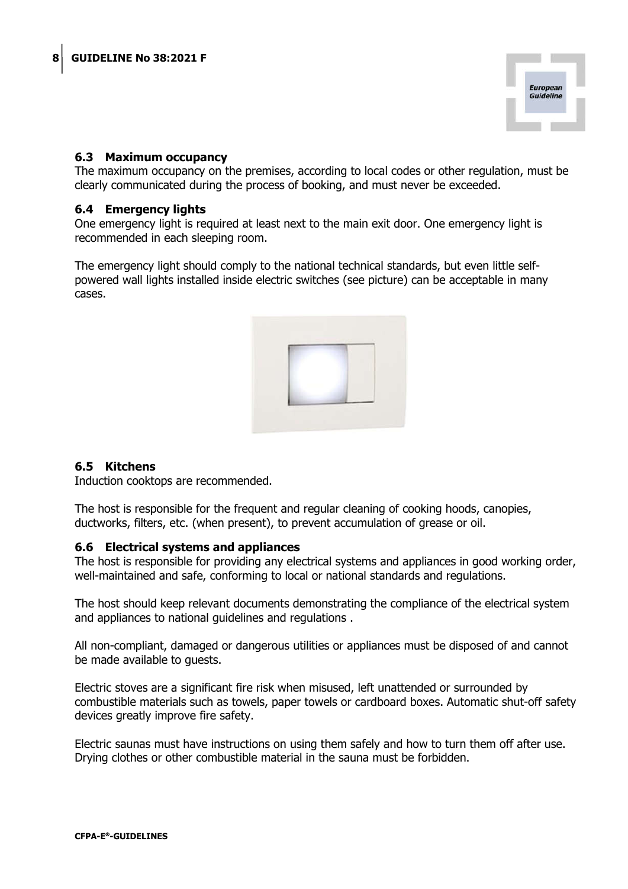### 6.3 Maximum occupancy

The maximum occupancy on the premises, according to local codes or other regulation, must be clearly communicated during the process of booking, and must never be exceeded.

### 6.4 Emergency lights

One emergency light is required at least next to the main exit door. One emergency light is recommended in each sleeping room.

The emergency light should comply to the national technical standards, but even little self-powered wall lights installed inside electric switches (see picture) can be acceptable in many cases.

### 6.5 Kitchens

Induction cooktops are recommended.

The host is responsible for the frequent and regular cleaning of cooking hoods, canopies, ductworks, filters, etc. (when present), to prevent accumulation of grease or oil.

### 6.6 Electrical systems and appliances

The host is responsible for providing any electrical systems and appliances in good working order, well-maintained and safe, conforming to local or national standards and regulations.

The host should keep relevant documents demonstrating the compliance of the electrical system and appliances to national guidelines and regulations .

All non-compliant, damaged or dangerous utilities or appliances must be disposed of and cannot be made available to guests.

Electric stoves are a significant fire risk when misused, left unattended or surrounded by combustible materials such as towels, paper towels or cardboard boxes. Automatic shut-off safety devices greatly improve fire safety.

Electric saunas must have instructions on using them safely and how to turn them off after use. Drying clothes or other combustible material in the sauna must be forbidden.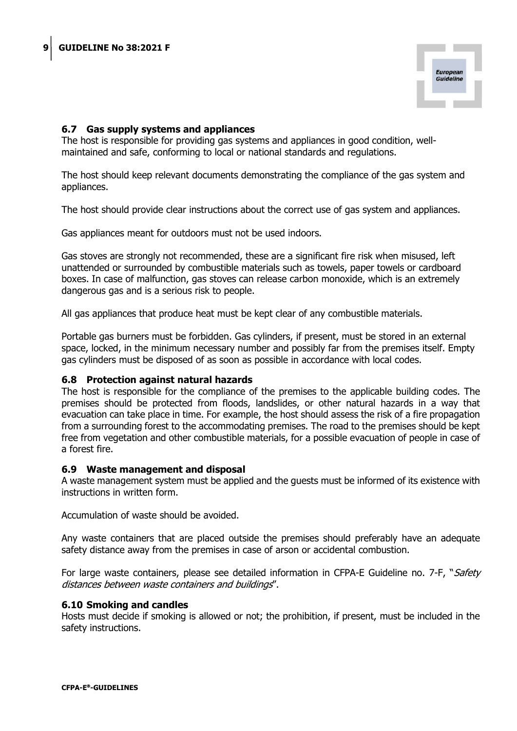### 6.7 Gas supply systems and appliances

The host is responsible for providing gas systems and appliances in good condition, well-maintained and safe, conforming to local or national standards and regulations.

The host should keep relevant documents demonstrating the compliance of the gas system and appliances.

The host should provide clear instructions about the correct use of gas system and appliances.

Gas appliances meant for outdoors must not be used indoors.

Gas stoves are strongly not recommended, these are a significant fire risk when misused, left unattended or surrounded by combustible materials such as towels, paper towels or cardboard boxes. In case of malfunction, gas stoves can release carbon monoxide, which is an extremely dangerous gas and is a serious risk to people.

All gas appliances that produce heat must be kept clear of any combustible materials.

Portable gas burners must be forbidden. Gas cylinders, if present, must be stored in an external space, locked, in the minimum necessary number and possibly far from the premises itself. Empty gas cylinders must be disposed of as soon as possible in accordance with local codes.

### 6.8 Protection against natural hazards

The host is responsible for the compliance of the premises to the applicable building codes. The premises should be protected from floods, landslides, or other natural hazards in a way that evacuation can take place in time. For example, the host should assess the risk of a fire propagation from a surrounding forest to the accommodating premises. The road to the premises should be kept free from vegetation and other combustible materials, for a possible evacuation of people in case of a forest fire.

### 6.9 Waste management and disposal

A waste management system must be applied and the guests must be informed of its existence with instructions in written form.

Accumulation of waste should be avoided.

Any waste containers that are placed outside the premises should preferably have an adequate safety distance away from the premises in case of arson or accidental combustion.

For large waste containers, please see detailed information in CFPA-E Guideline no. 7-F, "*Safety distances between waste containers and buildings*".

### 6.10 Smoking and candles

Hosts must decide if smoking is allowed or not; the prohibition, if present, must be included in the safety instructions.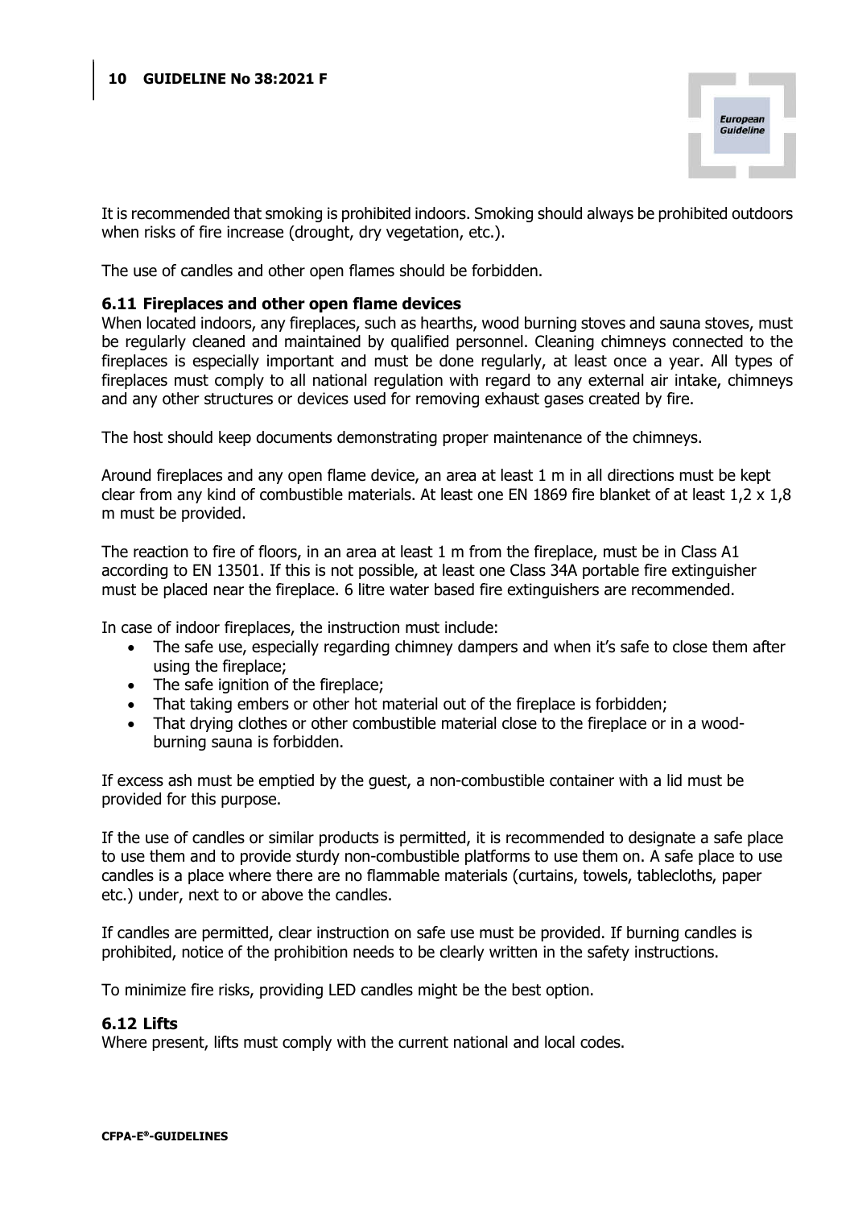It is recommended that smoking is prohibited indoors. Smoking should always be prohibited outdoors when risks of fire increase (drought, dry vegetation, etc.).

The use of candles and other open flames should be forbidden.

### 6.11 Fireplaces and other open flame devices

When located indoors, any fireplaces, such as hearths, wood burning stoves and sauna stoves, must be regularly cleaned and maintained by qualified personnel. Cleaning chimneys connected to the fireplaces is especially important and must be done regularly, at least once a year. All types of fireplaces must comply to all national regulation with regard to any external air intake, chimneys and any other structures or devices used for removing exhaust gases created by fire.

The host should keep documents demonstrating proper maintenance of the chimneys.

Around fireplaces and any open flame device, an area at least 1 m in all directions must be kept clear from any kind of combustible materials. At least one EN 1869 fire blanket of at least 1,2 x 1,8 m must be provided.

The reaction to fire of floors, in an area at least 1 m from the fireplace, must be in Class A1 according to EN 13501. If this is not possible, at least one Class 34A portable fire extinguisher must be placed near the fireplace. 6 litre water based fire extinguishers are recommended.

In case of indoor fireplaces, the instruction must include:

- The safe use, especially regarding chimney dampers and when it's safe to close them after using the fireplace;
- The safe ignition of the fireplace;
- That taking embers or other hot material out of the fireplace is forbidden;
- That drying clothes or other combustible material close to the fireplace or in a wood-burning sauna is forbidden.

If excess ash must be emptied by the guest, a non-combustible container with a lid must be provided for this purpose.

If the use of candles or similar products is permitted, it is recommended to designate a safe place to use them and to provide sturdy non-combustible platforms to use them on. A safe place to use candles is a place where there are no flammable materials (curtains, towels, tablecloths, paper etc.) under, next to or above the candles.

If candles are permitted, clear instruction on safe use must be provided. If burning candles is prohibited, notice of the prohibition needs to be clearly written in the safety instructions.

To minimize fire risks, providing LED candles might be the best option.

### 6.12 Lifts

Where present, lifts must comply with the current national and local codes.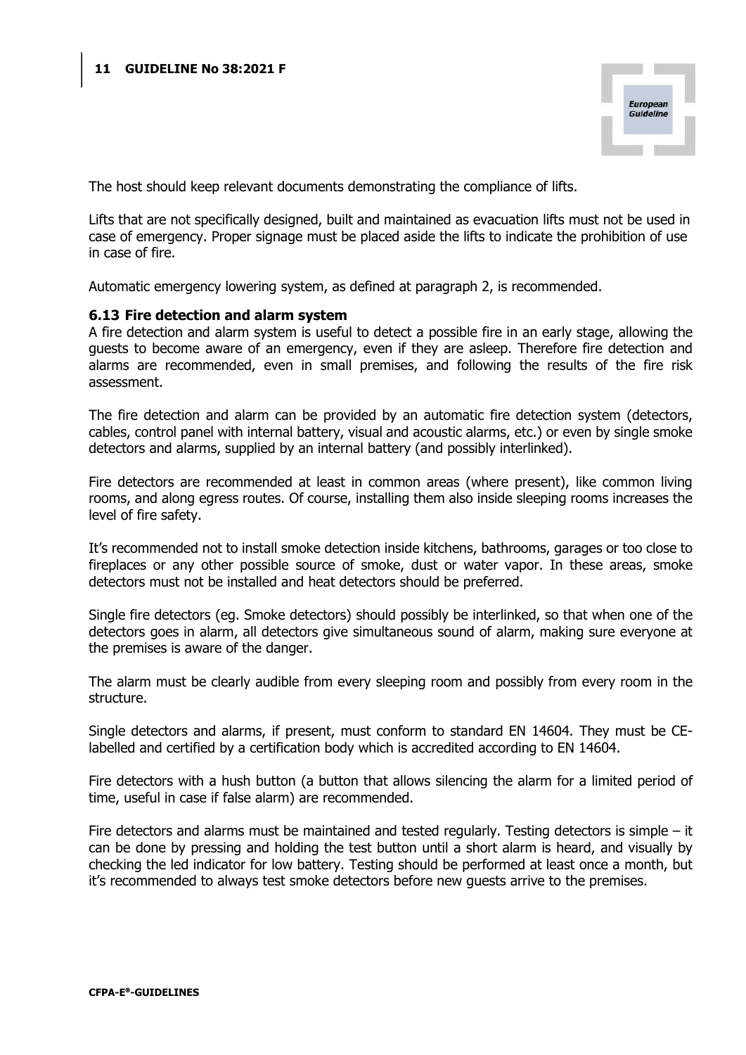The host should keep relevant documents demonstrating the compliance of lifts.

Lifts that are not specifically designed, built and maintained as evacuation lifts must not be used in case of emergency. Proper signage must be placed aside the lifts to indicate the prohibition of use in case of fire.

Automatic emergency lowering system, as defined at paragraph 2, is recommended.

### 6.13 Fire detection and alarm system

A fire detection and alarm system is useful to detect a possible fire in an early stage, allowing the guests to become aware of an emergency, even if they are asleep. Therefore fire detection and alarms are recommended, even in small premises, and following the results of the fire risk assessment.

The fire detection and alarm can be provided by an automatic fire detection system (detectors, cables, control panel with internal battery, visual and acoustic alarms, etc.) or even by single smoke detectors and alarms, supplied by an internal battery (and possibly interlinked).

Fire detectors are recommended at least in common areas (where present), like common living rooms, and along egress routes. Of course, installing them also inside sleeping rooms increases the level of fire safety.

It's recommended not to install smoke detection inside kitchens, bathrooms, garages or too close to fireplaces or any other possible source of smoke, dust or water vapor. In these areas, smoke detectors must not be installed and heat detectors should be preferred.

Single fire detectors (eg. Smoke detectors) should possibly be interlinked, so that when one of the detectors goes in alarm, all detectors give simultaneous sound of alarm, making sure everyone at the premises is aware of the danger.

The alarm must be clearly audible from every sleeping room and possibly from every room in the structure.

Single detectors and alarms, if present, must conform to standard EN 14604. They must be CE-labelled and certified by a certification body which is accredited according to EN 14604.

Fire detectors with a hush button (a button that allows silencing the alarm for a limited period of time, useful in case if false alarm) are recommended.

Fire detectors and alarms must be maintained and tested regularly. Testing detectors is simple – it can be done by pressing and holding the test button until a short alarm is heard, and visually by checking the led indicator for low battery. Testing should be performed at least once a month, but it's recommended to always test smoke detectors before new guests arrive to the premises.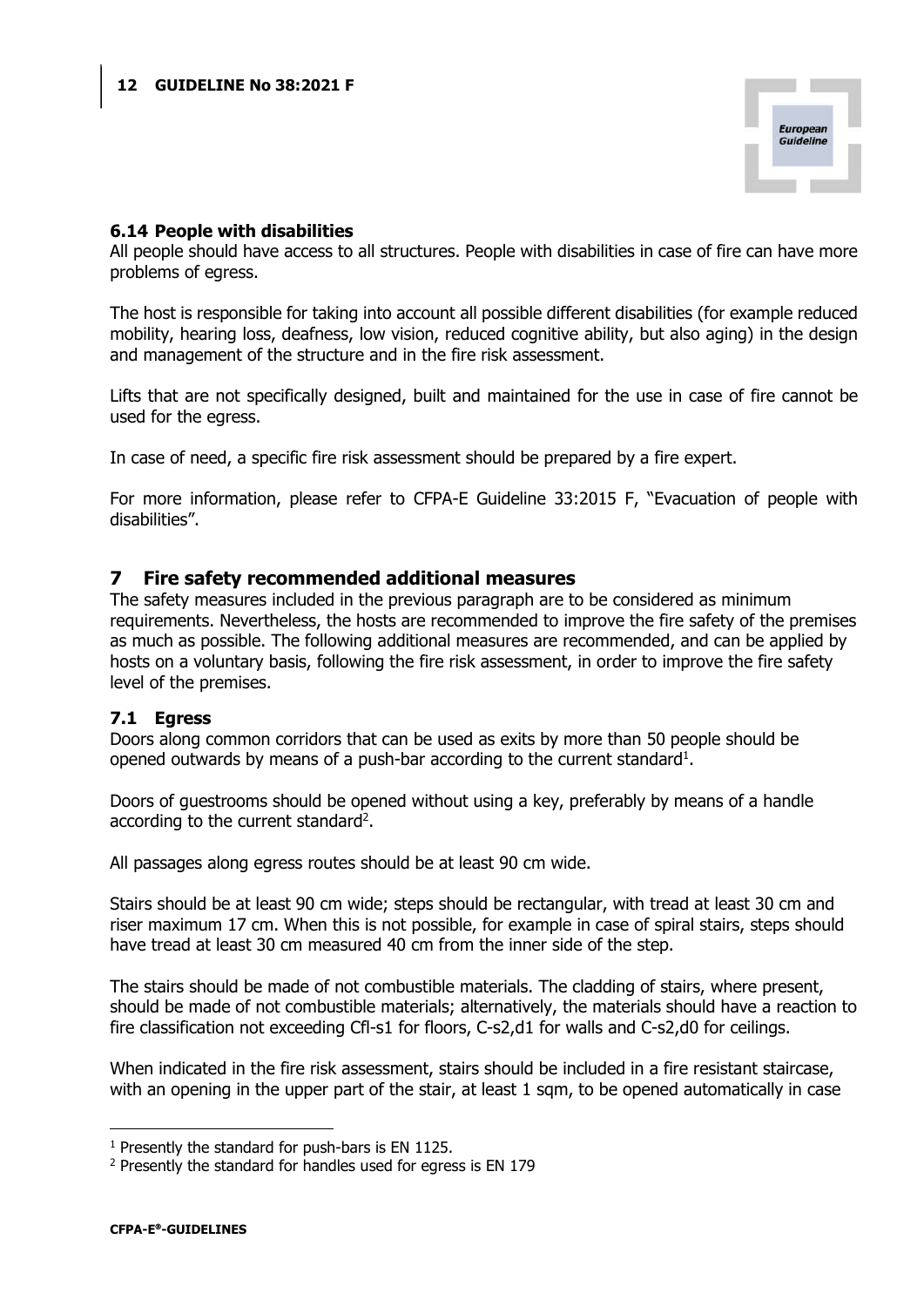### 6.14 People with disabilities

All people should have access to all structures. People with disabilities in case of fire can have more problems of egress.

The host is responsible for taking into account all possible different disabilities (for example reduced mobility, hearing loss, deafness, low vision, reduced cognitive ability, but also aging) in the design and management of the structure and in the fire risk assessment.

Lifts that are not specifically designed, built and maintained for the use in case of fire cannot be used for the egress.

In case of need, a specific fire risk assessment should be prepared by a fire expert.

For more information, please refer to CFPA-E Guideline 33:2015 F, "Evacuation of people with disabilities".

## 7 Fire safety recommended additional measures

The safety measures included in the previous paragraph are to be considered as minimum requirements. Nevertheless, the hosts are recommended to improve the fire safety of the premises as much as possible. The following additional measures are recommended, and can be applied by hosts on a voluntary basis, following the fire risk assessment, in order to improve the fire safety level of the premises.

### 7.1 Egress

Doors along common corridors that can be used as exits by more than 50 people should be opened outwards by means of a push-bar according to the current standard[1].

Doors of guestrooms should be opened without using a key, preferably by means of a handle according to the current standard[2].

All passages along egress routes should be at least 90 cm wide.

Stairs should be at least 90 cm wide; steps should be rectangular, with tread at least 30 cm and riser maximum 17 cm. When this is not possible, for example in case of spiral stairs, steps should have tread at least 30 cm measured 40 cm from the inner side of the step.

The stairs should be made of not combustible materials. The cladding of stairs, where present, should be made of not combustible materials; alternatively, the materials should have a reaction to fire classification not exceeding Cfl-s1 for floors, C-s2,d1 for walls and C-s2,d0 for ceilings.

When indicated in the fire risk assessment, stairs should be included in a fire resistant staircase, with an opening in the upper part of the stair, at least 1 sqm, to be opened automatically in case

[1] Presently the standard for push-bars is EN 1125.

[2] Presently the standard for handles used for egress is EN 179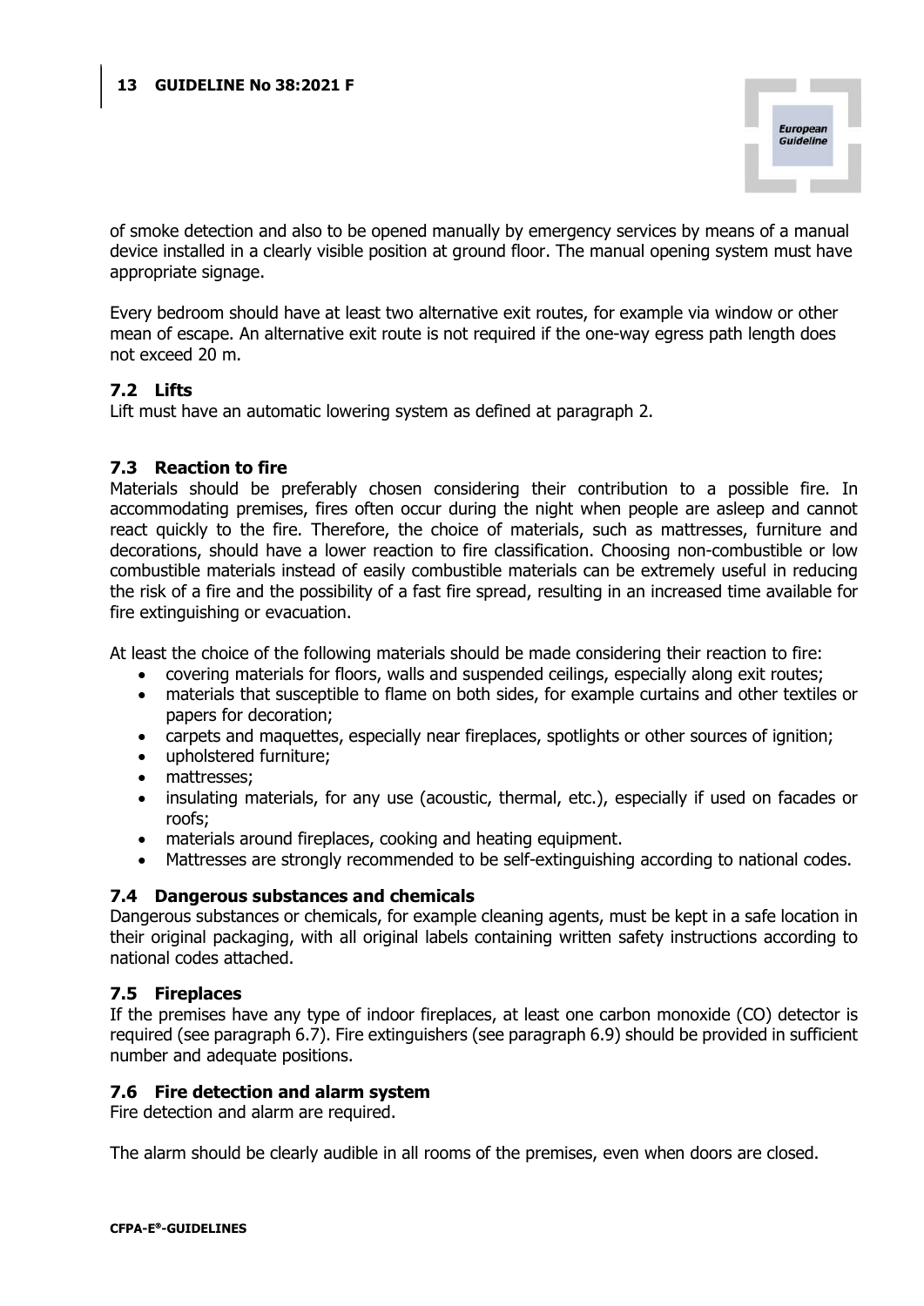of smoke detection and also to be opened manually by emergency services by means of a manual device installed in a clearly visible position at ground floor. The manual opening system must have appropriate signage.

Every bedroom should have at least two alternative exit routes, for example via window or other mean of escape. An alternative exit route is not required if the one-way egress path length does not exceed 20 m.

### 7.2 Lifts

Lift must have an automatic lowering system as defined at paragraph 2.

### 7.3 Reaction to fire

Materials should be preferably chosen considering their contribution to a possible fire. In accommodating premises, fires often occur during the night when people are asleep and cannot react quickly to the fire. Therefore, the choice of materials, such as mattresses, furniture and decorations, should have a lower reaction to fire classification. Choosing non-combustible or low combustible materials instead of easily combustible materials can be extremely useful in reducing the risk of a fire and the possibility of a fast fire spread, resulting in an increased time available for fire extinguishing or evacuation.

At least the choice of the following materials should be made considering their reaction to fire:

- covering materials for floors, walls and suspended ceilings, especially along exit routes;
- materials that susceptible to flame on both sides, for example curtains and other textiles or papers for decoration;
- carpets and maquettes, especially near fireplaces, spotlights or other sources of ignition;
- upholstered furniture;
- mattresses;
- insulating materials, for any use (acoustic, thermal, etc.), especially if used on facades or roofs;
- materials around fireplaces, cooking and heating equipment.
- Mattresses are strongly recommended to be self-extinguishing according to national codes.

### 7.4 Dangerous substances and chemicals

Dangerous substances or chemicals, for example cleaning agents, must be kept in a safe location in their original packaging, with all original labels containing written safety instructions according to national codes attached.

### 7.5 Fireplaces

If the premises have any type of indoor fireplaces, at least one carbon monoxide (CO) detector is required (see paragraph 6.7). Fire extinguishers (see paragraph 6.9) should be provided in sufficient number and adequate positions.

### 7.6 Fire detection and alarm system

Fire detection and alarm are required.

The alarm should be clearly audible in all rooms of the premises, even when doors are closed.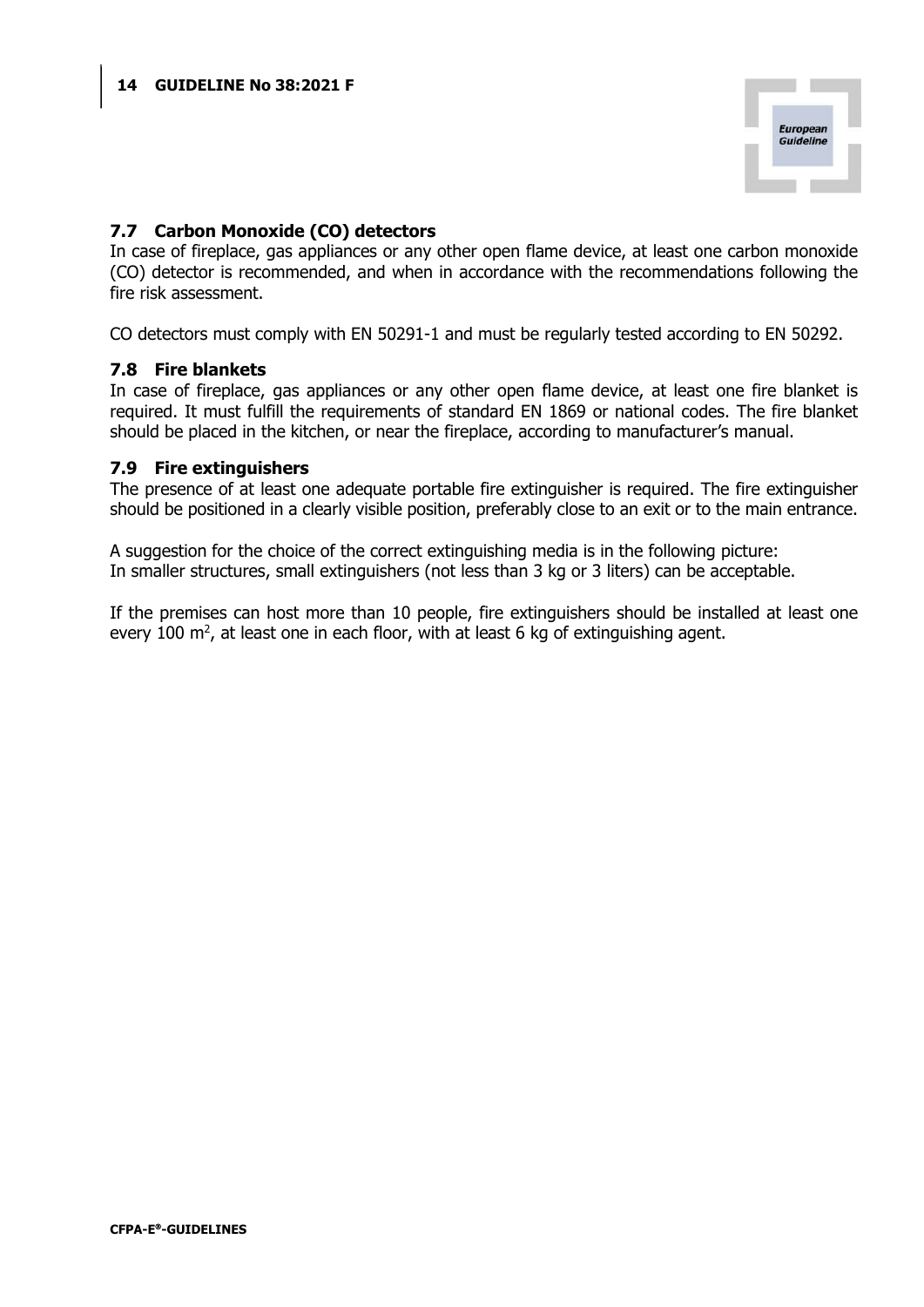## 7.7 Carbon Monoxide (CO) detectors

In case of fireplace, gas appliances or any other open flame device, at least one carbon monoxide (CO) detector is recommended, and when in accordance with the recommendations following the fire risk assessment.

CO detectors must comply with EN 50291-1 and must be regularly tested according to EN 50292.

## 7.8 Fire blankets

In case of fireplace, gas appliances or any other open flame device, at least one fire blanket is required. It must fulfill the requirements of standard EN 1869 or national codes. The fire blanket should be placed in the kitchen, or near the fireplace, according to manufacturer's manual.

## 7.9 Fire extinguishers

The presence of at least one adequate portable fire extinguisher is required. The fire extinguisher should be positioned in a clearly visible position, preferably close to an exit or to the main entrance.

A suggestion for the choice of the correct extinguishing media is in the following picture:
In smaller structures, small extinguishers (not less than 3 kg or 3 liters) can be acceptable.

If the premises can host more than 10 people, fire extinguishers should be installed at least one every 100 m$^2$, at least one in each floor, with at least 6 kg of extinguishing agent.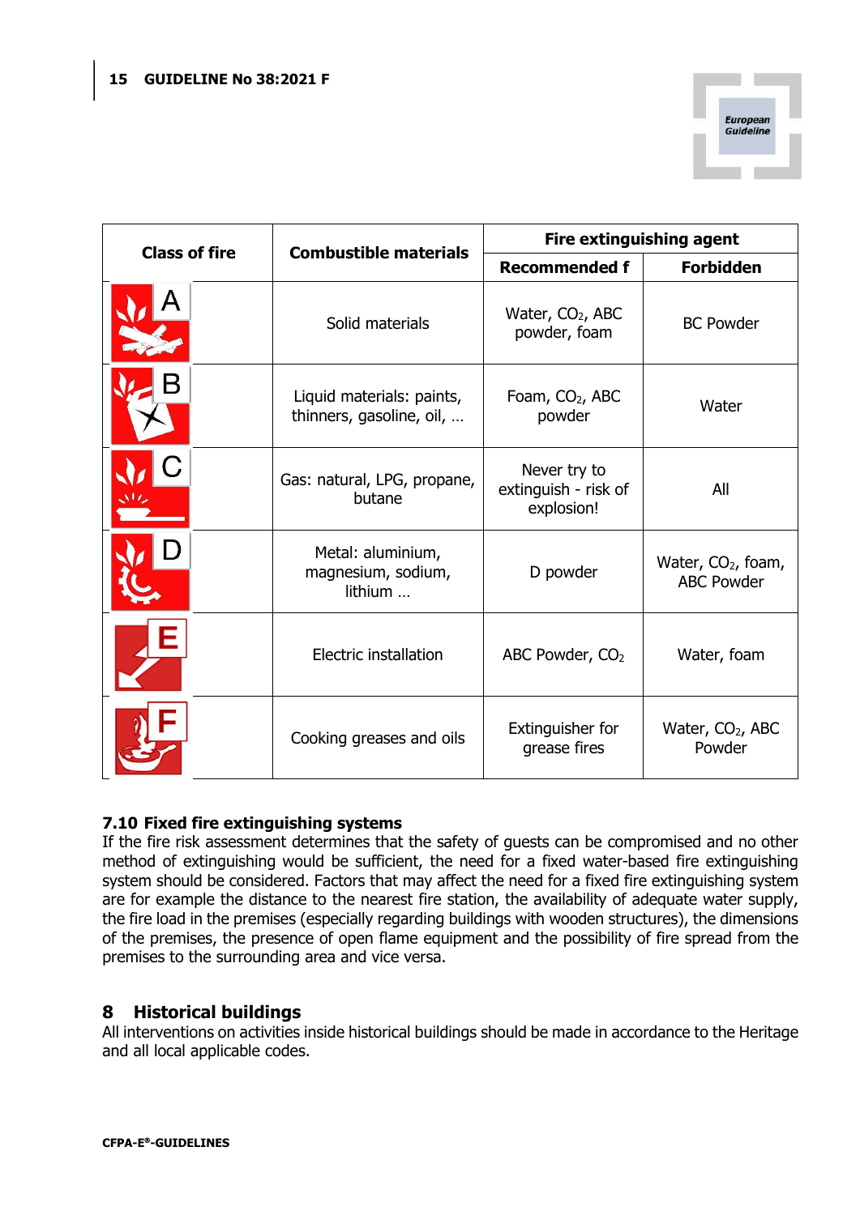| Class of fire | Combustible materials | Fire extinguishing agent | |
|---|---|---|---|
| | | Recommended f | Forbidden |
| A | Solid materials | Water, $CO_2$, ABC powder, foam | BC Powder |
| B | Liquid materials: paints, thinners, gasoline, oil, … | Foam, $CO_2$, ABC powder | Water |
| C | Gas: natural, LPG, propane, butane | Never try to extinguish - risk of explosion! | All |
| D | Metal: aluminium, magnesium, sodium, lithium … | D powder | Water, $CO_2$, foam, ABC Powder |
| E | Electric installation | ABC Powder, $CO_2$ | Water, foam |
| F | Cooking greases and oils | Extinguisher for grease fires | Water, $CO_2$, ABC Powder |

### 7.10 Fixed fire extinguishing systems

If the fire risk assessment determines that the safety of guests can be compromised and no other method of extinguishing would be sufficient, the need for a fixed water-based fire extinguishing system should be considered. Factors that may affect the need for a fixed fire extinguishing system are for example the distance to the nearest fire station, the availability of adequate water supply, the fire load in the premises (especially regarding buildings with wooden structures), the dimensions of the premises, the presence of open flame equipment and the possibility of fire spread from the premises to the surrounding area and vice versa.

## 8 Historical buildings

All interventions on activities inside historical buildings should be made in accordance to the Heritage and all local applicable codes.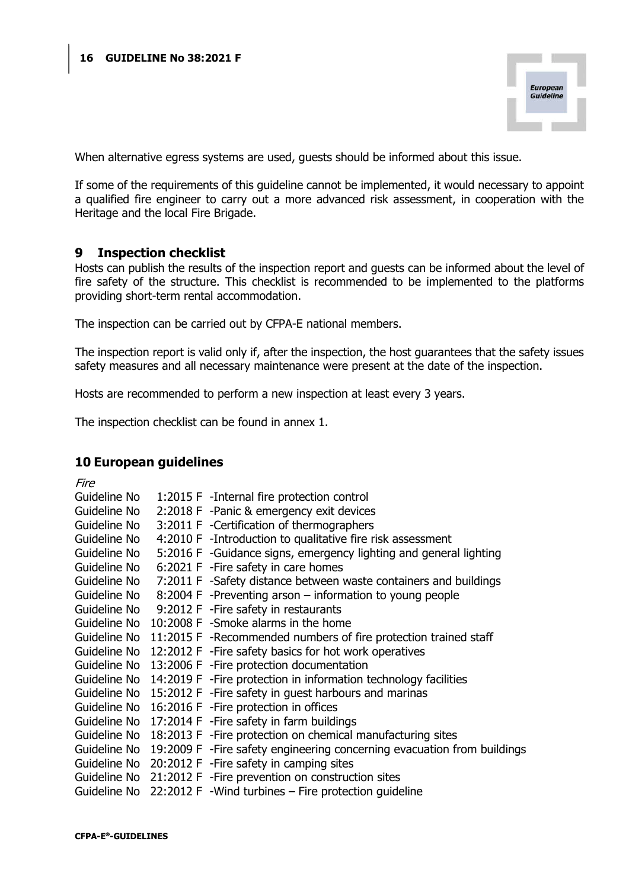When alternative egress systems are used, guests should be informed about this issue.

If some of the requirements of this guideline cannot be implemented, it would necessary to appoint a qualified fire engineer to carry out a more advanced risk assessment, in cooperation with the Heritage and the local Fire Brigade.

## 9 Inspection checklist

Hosts can publish the results of the inspection report and guests can be informed about the level of fire safety of the structure. This checklist is recommended to be implemented to the platforms providing short-term rental accommodation.

The inspection can be carried out by CFPA-E national members.

The inspection report is valid only if, after the inspection, the host guarantees that the safety issues safety measures and all necessary maintenance were present at the date of the inspection.

Hosts are recommended to perform a new inspection at least every 3 years.

The inspection checklist can be found in annex 1.

## 10 European guidelines

*Fire*

Guideline No 1:2015 F -Internal fire protection control
Guideline No 2:2018 F -Panic & emergency exit devices
Guideline No 3:2011 F -Certification of thermographers
Guideline No 4:2010 F -Introduction to qualitative fire risk assessment
Guideline No 5:2016 F -Guidance signs, emergency lighting and general lighting
Guideline No 6:2021 F -Fire safety in care homes
Guideline No 7:2011 F -Safety distance between waste containers and buildings
Guideline No 8:2004 F -Preventing arson – information to young people
Guideline No 9:2012 F -Fire safety in restaurants
Guideline No 10:2008 F -Smoke alarms in the home
Guideline No 11:2015 F -Recommended numbers of fire protection trained staff
Guideline No 12:2012 F -Fire safety basics for hot work operatives
Guideline No 13:2006 F -Fire protection documentation
Guideline No 14:2019 F -Fire protection in information technology facilities
Guideline No 15:2012 F -Fire safety in guest harbours and marinas
Guideline No 16:2016 F -Fire protection in offices
Guideline No 17:2014 F -Fire safety in farm buildings
Guideline No 18:2013 F -Fire protection on chemical manufacturing sites
Guideline No 19:2009 F -Fire safety engineering concerning evacuation from buildings
Guideline No 20:2012 F -Fire safety in camping sites
Guideline No 21:2012 F -Fire prevention on construction sites
Guideline No 22:2012 F -Wind turbines – Fire protection guideline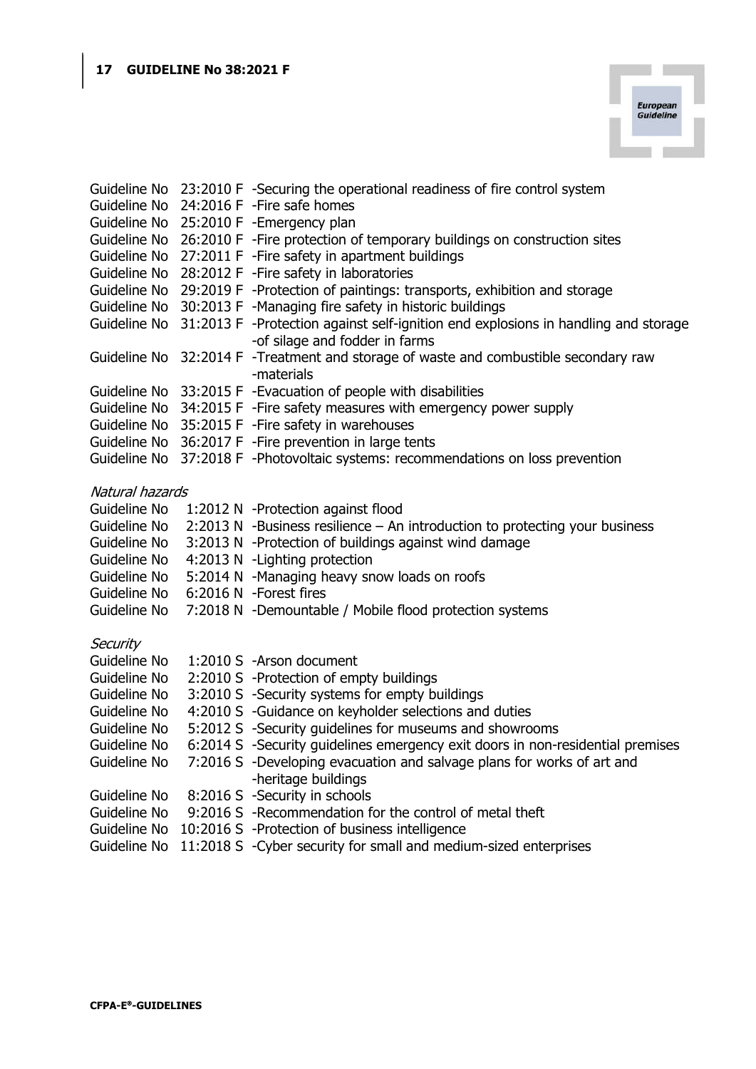Guideline No 23:2010 F -Securing the operational readiness of fire control system
Guideline No 24:2016 F -Fire safe homes
Guideline No 25:2010 F -Emergency plan
Guideline No 26:2010 F -Fire protection of temporary buildings on construction sites
Guideline No 27:2011 F -Fire safety in apartment buildings
Guideline No 28:2012 F -Fire safety in laboratories
Guideline No 29:2019 F -Protection of paintings: transports, exhibition and storage
Guideline No 30:2013 F -Managing fire safety in historic buildings
Guideline No 31:2013 F -Protection against self-ignition end explosions in handling and storage -of silage and fodder in farms
Guideline No 32:2014 F -Treatment and storage of waste and combustible secondary raw -materials
Guideline No 33:2015 F -Evacuation of people with disabilities
Guideline No 34:2015 F -Fire safety measures with emergency power supply
Guideline No 35:2015 F -Fire safety in warehouses
Guideline No 36:2017 F -Fire prevention in large tents
Guideline No 37:2018 F -Photovoltaic systems: recommendations on loss prevention

*Natural hazards*

Guideline No 1:2012 N -Protection against flood
Guideline No 2:2013 N -Business resilience – An introduction to protecting your business
Guideline No 3:2013 N -Protection of buildings against wind damage
Guideline No 4:2013 N -Lighting protection
Guideline No 5:2014 N -Managing heavy snow loads on roofs
Guideline No 6:2016 N -Forest fires
Guideline No 7:2018 N -Demountable / Mobile flood protection systems

*Security*

Guideline No 1:2010 S -Arson document
Guideline No 2:2010 S -Protection of empty buildings
Guideline No 3:2010 S -Security systems for empty buildings
Guideline No 4:2010 S -Guidance on keyholder selections and duties
Guideline No 5:2012 S -Security guidelines for museums and showrooms
Guideline No 6:2014 S -Security guidelines emergency exit doors in non-residential premises
Guideline No 7:2016 S -Developing evacuation and salvage plans for works of art and -heritage buildings
Guideline No 8:2016 S -Security in schools
Guideline No 9:2016 S -Recommendation for the control of metal theft
Guideline No 10:2016 S -Protection of business intelligence
Guideline No 11:2018 S -Cyber security for small and medium-sized enterprises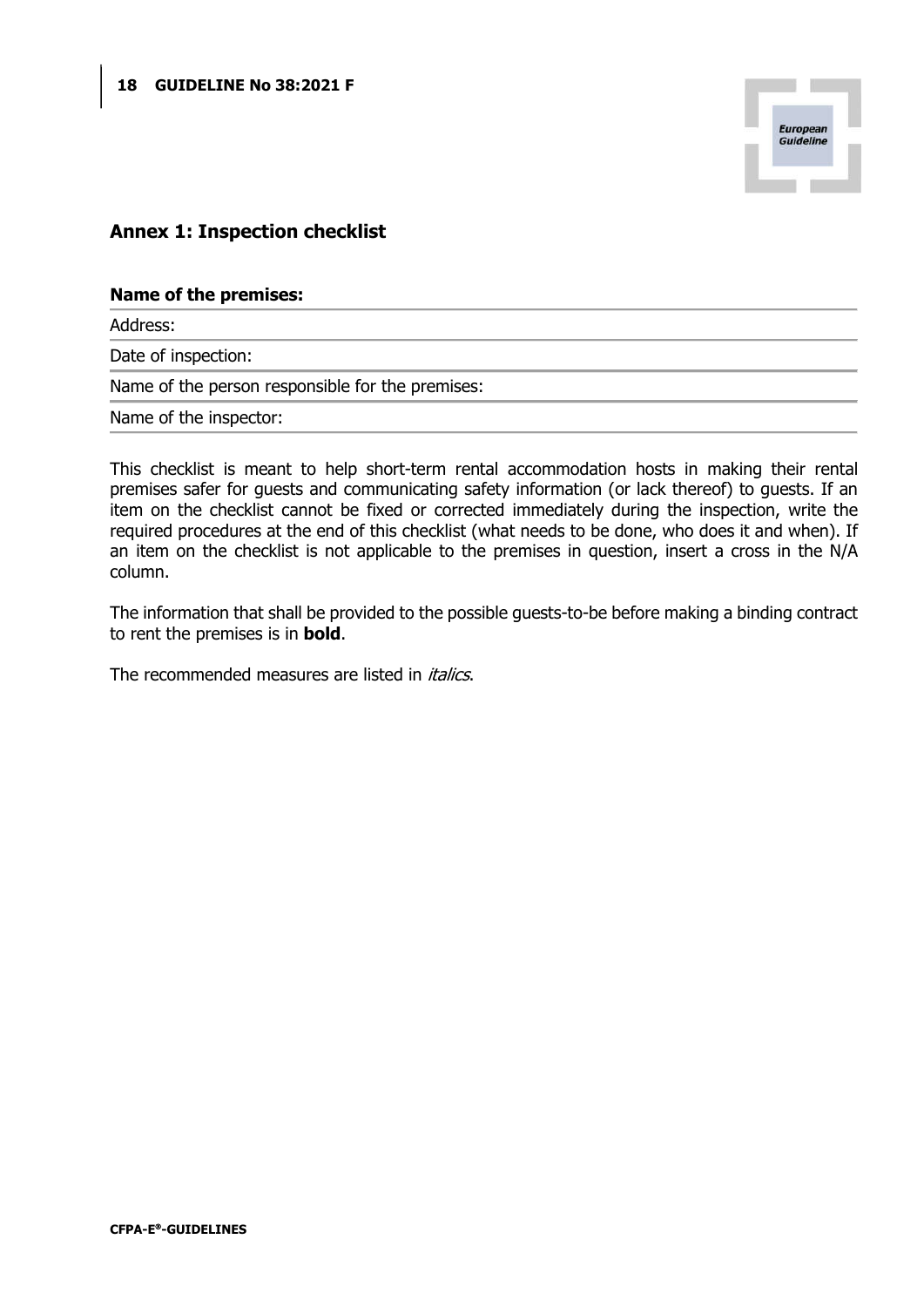## Annex 1: Inspection checklist

**Name of the premises:**

Address:

Date of inspection:

Name of the person responsible for the premises:

Name of the inspector:

This checklist is meant to help short-term rental accommodation hosts in making their rental premises safer for guests and communicating safety information (or lack thereof) to guests. If an item on the checklist cannot be fixed or corrected immediately during the inspection, write the required procedures at the end of this checklist (what needs to be done, who does it and when). If an item on the checklist is not applicable to the premises in question, insert a cross in the N/A column.

The information that shall be provided to the possible guests-to-be before making a binding contract to rent the premises is in **bold**.

The recommended measures are listed in *italics*.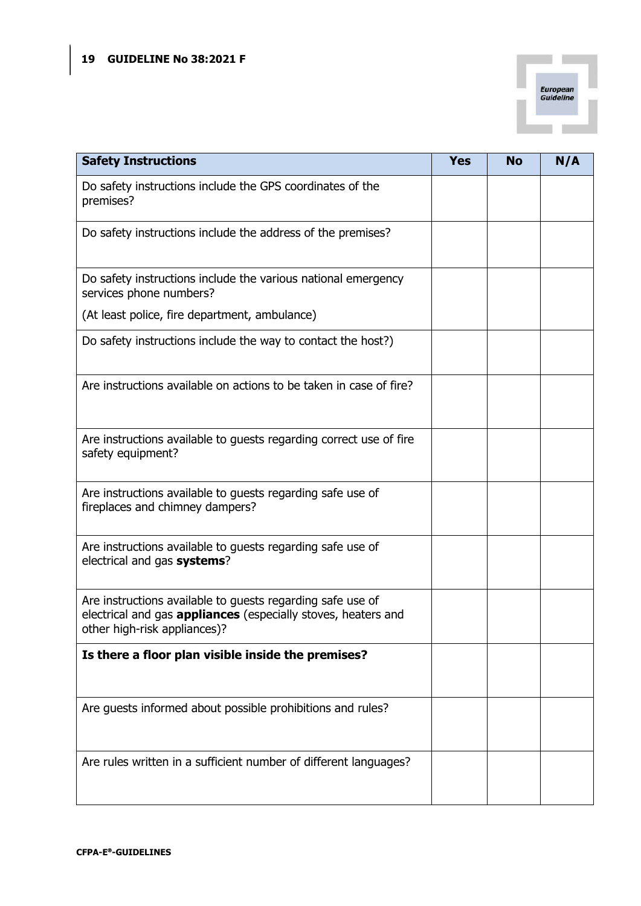| Safety Instructions | Yes | No | N/A |
|---|---|---|---|
| Do safety instructions include the GPS coordinates of the premises? | | | |
| Do safety instructions include the address of the premises? | | | |
| Do safety instructions include the various national emergency services phone numbers? (At least police, fire department, ambulance) | | | |
| Do safety instructions include the way to contact the host?) | | | |
| Are instructions available on actions to be taken in case of fire? | | | |
| Are instructions available to guests regarding correct use of fire safety equipment? | | | |
| Are instructions available to guests regarding safe use of fireplaces and chimney dampers? | | | |
| Are instructions available to guests regarding safe use of electrical and gas **systems**? | | | |
| Are instructions available to guests regarding safe use of electrical and gas **appliances** (especially stoves, heaters and other high-risk appliances)? | | | |
| **Is there a floor plan visible inside the premises?** | | | |
| Are guests informed about possible prohibitions and rules? | | | |
| Are rules written in a sufficient number of different languages? | | | |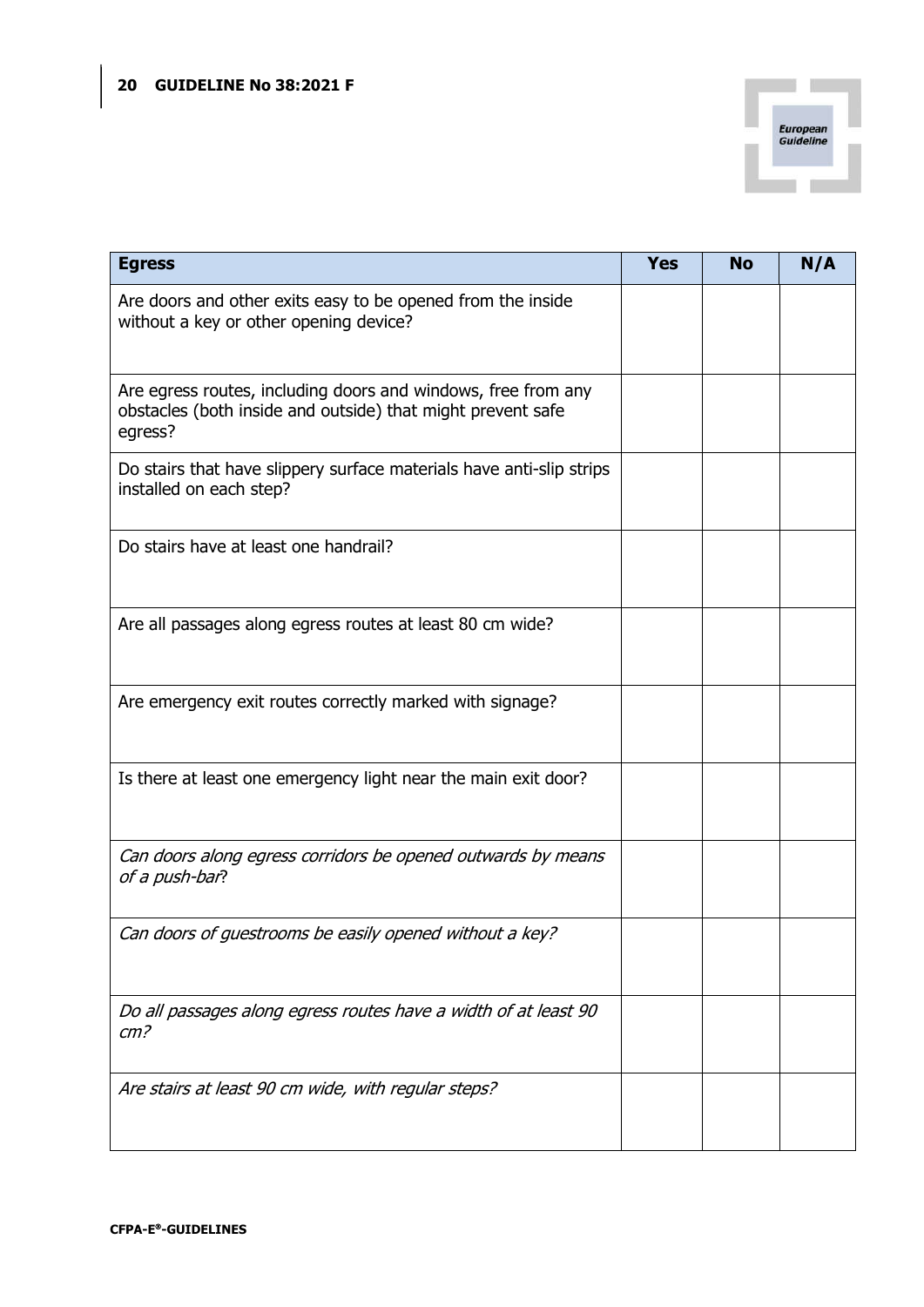| **Egress** | **Yes** | **No** | **N/A** |
|---|---|---|---|
| Are doors and other exits easy to be opened from the inside without a key or other opening device? | | | |
| Are egress routes, including doors and windows, free from any obstacles (both inside and outside) that might prevent safe egress? | | | |
| Do stairs that have slippery surface materials have anti-slip strips installed on each step? | | | |
| Do stairs have at least one handrail? | | | |
| Are all passages along egress routes at least 80 cm wide? | | | |
| Are emergency exit routes correctly marked with signage? | | | |
| Is there at least one emergency light near the main exit door? | | | |
| *Can doors along egress corridors be opened outwards by means of a push-bar?* | | | |
| *Can doors of guestrooms be easily opened without a key?* | | | |
| *Do all passages along egress routes have a width of at least 90 cm?* | | | |
| *Are stairs at least 90 cm wide, with regular steps?* | | | |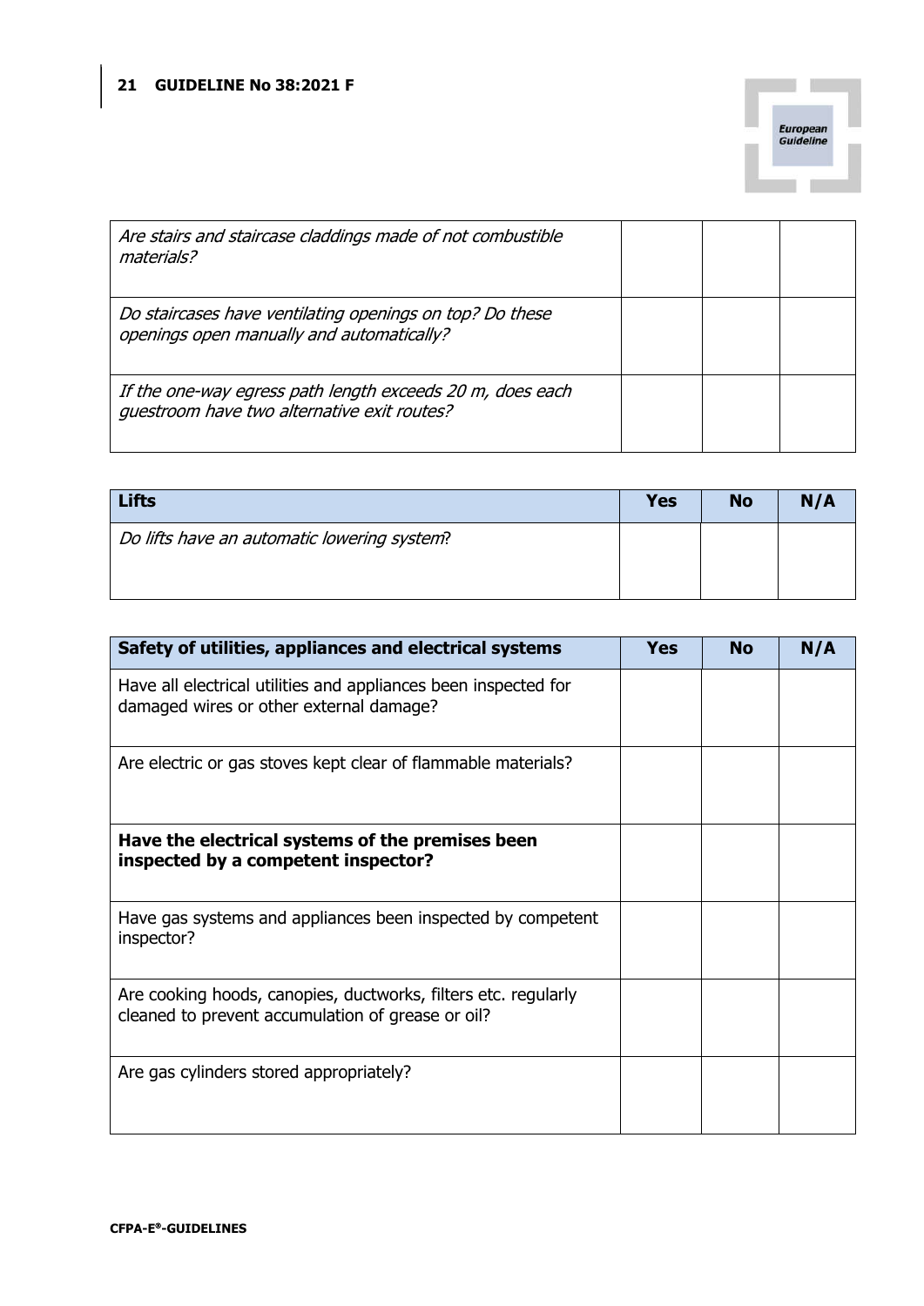| | | | |
|---|---|---|---|
| *Are stairs and staircase claddings made of not combustible materials?* | | | |
| *Do staircases have ventilating openings on top? Do these openings open manually and automatically?* | | | |
| *If the one-way egress path length exceeds 20 m, does each guestroom have two alternative exit routes?* | | | |

| **Lifts** | **Yes** | **No** | **N/A** |
|---|---|---|---|
| *Do lifts have an automatic lowering system?* | | | |

| **Safety of utilities, appliances and electrical systems** | **Yes** | **No** | **N/A** |
|---|---|---|---|
| Have all electrical utilities and appliances been inspected for damaged wires or other external damage? | | | |
| Are electric or gas stoves kept clear of flammable materials? | | | |
| **Have the electrical systems of the premises been inspected by a competent inspector?** | | | |
| Have gas systems and appliances been inspected by competent inspector? | | | |
| Are cooking hoods, canopies, ductworks, filters etc. regularly cleaned to prevent accumulation of grease or oil? | | | |
| Are gas cylinders stored appropriately? | | | |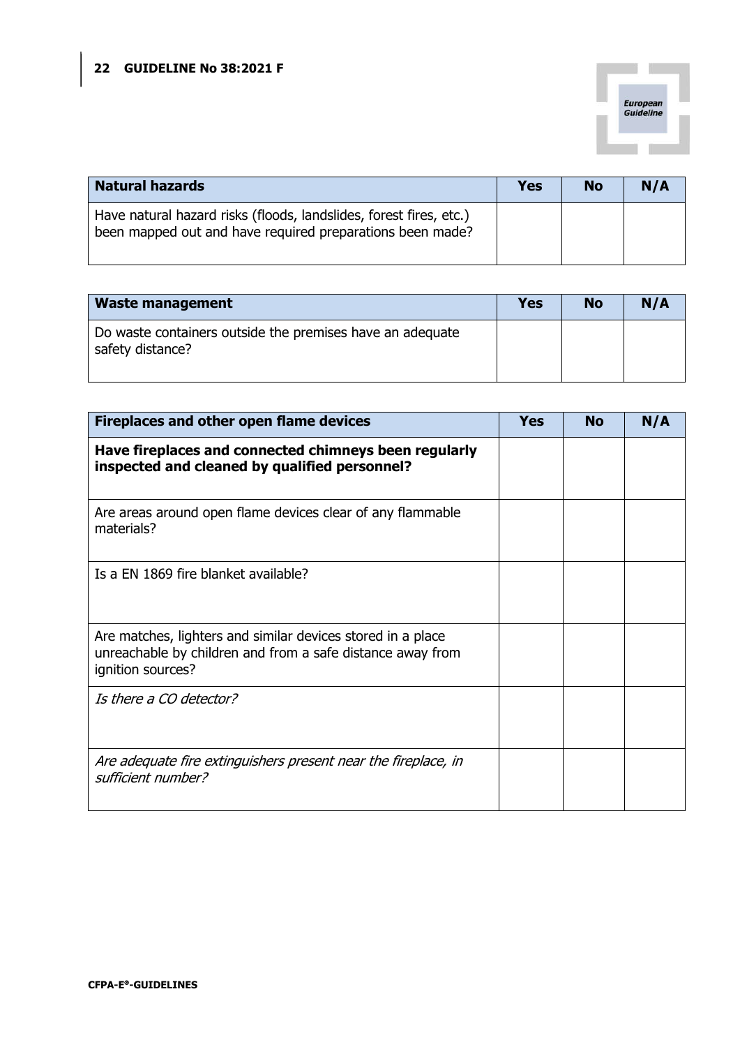| Natural hazards | Yes | No | N/A |
|---|---|---|---|
| Have natural hazard risks (floods, landslides, forest fires, etc.) been mapped out and have required preparations been made? | | | |

| Waste management | Yes | No | N/A |
|---|---|---|---|
| Do waste containers outside the premises have an adequate safety distance? | | | |

| Fireplaces and other open flame devices | Yes | No | N/A |
|---|---|---|---|
| **Have fireplaces and connected chimneys been regularly inspected and cleaned by qualified personnel?** | | | |
| Are areas around open flame devices clear of any flammable materials? | | | |
| Is a EN 1869 fire blanket available? | | | |
| Are matches, lighters and similar devices stored in a place unreachable by children and from a safe distance away from ignition sources? | | | |
| *Is there a CO detector?* | | | |
| *Are adequate fire extinguishers present near the fireplace, in sufficient number?* | | | |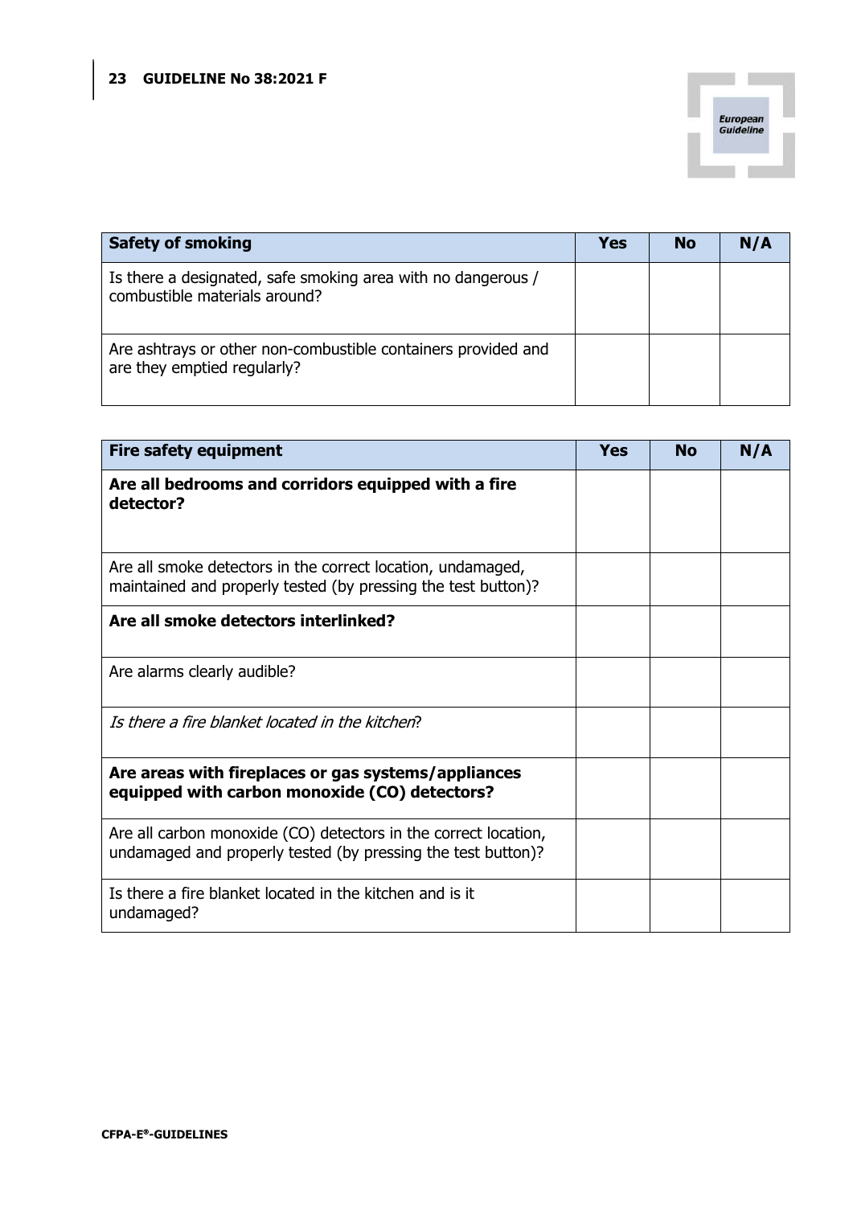| Safety of smoking | Yes | No | N/A |
| --- | --- | --- | --- |
| Is there a designated, safe smoking area with no dangerous / combustible materials around? | | | |
| Are ashtrays or other non-combustible containers provided and are they emptied regularly? | | | |

| Fire safety equipment | Yes | No | N/A |
| --- | --- | --- | --- |
| **Are all bedrooms and corridors equipped with a fire detector?** | | | |
| Are all smoke detectors in the correct location, undamaged, maintained and properly tested (by pressing the test button)? | | | |
| **Are all smoke detectors interlinked?** | | | |
| Are alarms clearly audible? | | | |
| *Is there a fire blanket located in the kitchen*? | | | |
| **Are areas with fireplaces or gas systems/appliances equipped with carbon monoxide (CO) detectors?** | | | |
| Are all carbon monoxide (CO) detectors in the correct location, undamaged and properly tested (by pressing the test button)? | | | |
| Is there a fire blanket located in the kitchen and is it undamaged? | | | |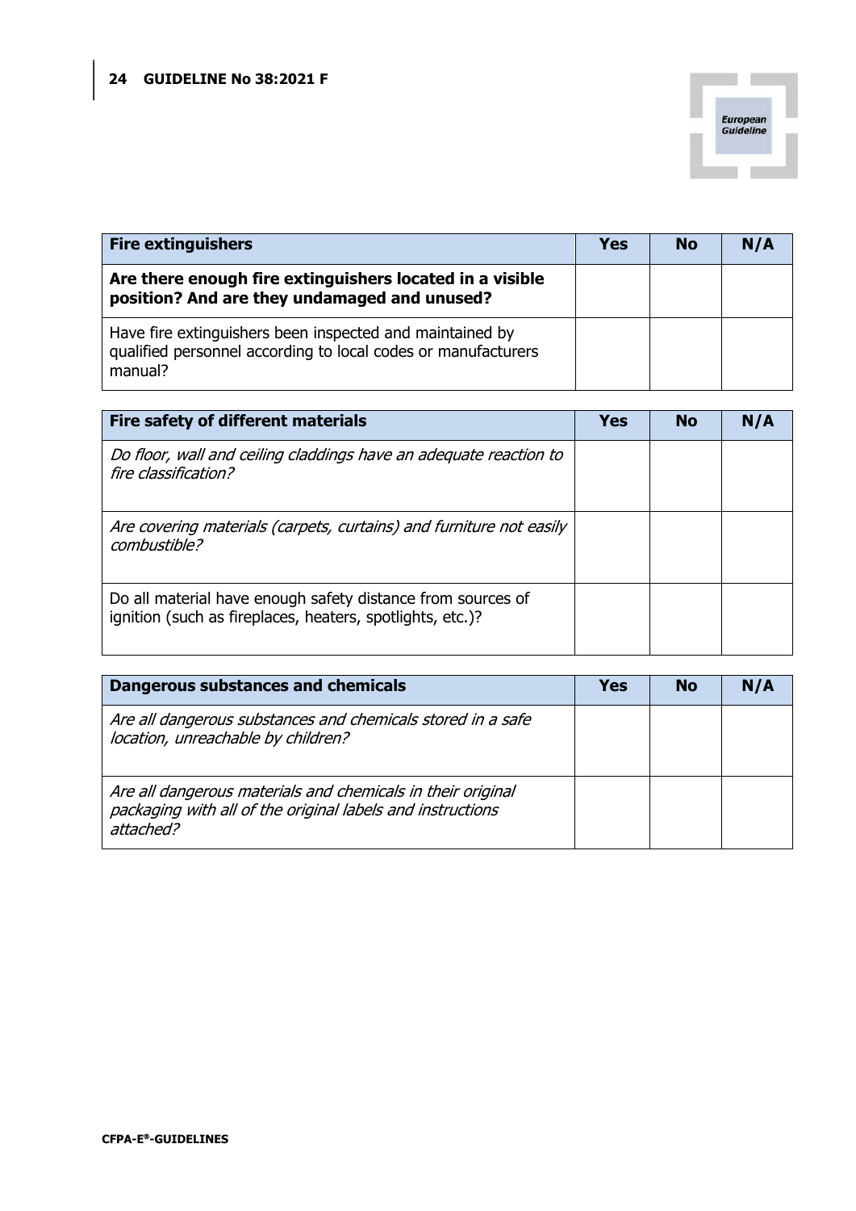| Fire extinguishers | Yes | No | N/A |
| --- | --- | --- | --- |
| **Are there enough fire extinguishers located in a visible position? And are they undamaged and unused?** | | | |
| Have fire extinguishers been inspected and maintained by qualified personnel according to local codes or manufacturers manual? | | | |

| Fire safety of different materials | Yes | No | N/A |
| --- | --- | --- | --- |
| *Do floor, wall and ceiling claddings have an adequate reaction to fire classification?* | | | |
| *Are covering materials (carpets, curtains) and furniture not easily combustible?* | | | |
| Do all material have enough safety distance from sources of ignition (such as fireplaces, heaters, spotlights, etc.)? | | | |

| Dangerous substances and chemicals | Yes | No | N/A |
| --- | --- | --- | --- |
| *Are all dangerous substances and chemicals stored in a safe location, unreachable by children?* | | | |
| *Are all dangerous materials and chemicals in their original packaging with all of the original labels and instructions attached?* | | | |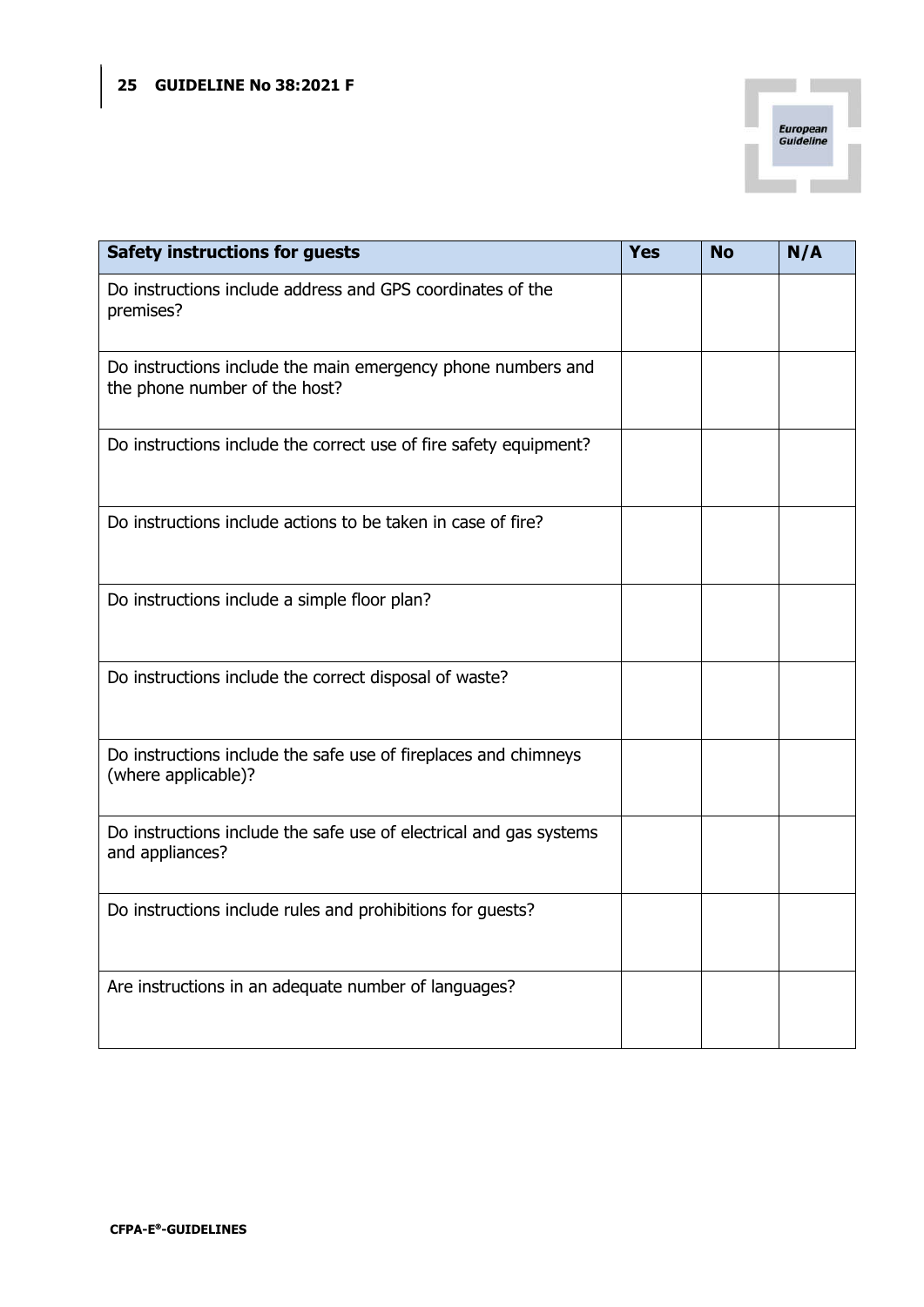| Safety instructions for guests | Yes | No | N/A |
| --- | --- | --- | --- |
| Do instructions include address and GPS coordinates of the premises? | | | |
| Do instructions include the main emergency phone numbers and the phone number of the host? | | | |
| Do instructions include the correct use of fire safety equipment? | | | |
| Do instructions include actions to be taken in case of fire? | | | |
| Do instructions include a simple floor plan? | | | |
| Do instructions include the correct disposal of waste? | | | |
| Do instructions include the safe use of fireplaces and chimneys (where applicable)? | | | |
| Do instructions include the safe use of electrical and gas systems and appliances? | | | |
| Do instructions include rules and prohibitions for guests? | | | |
| Are instructions in an adequate number of languages? | | | |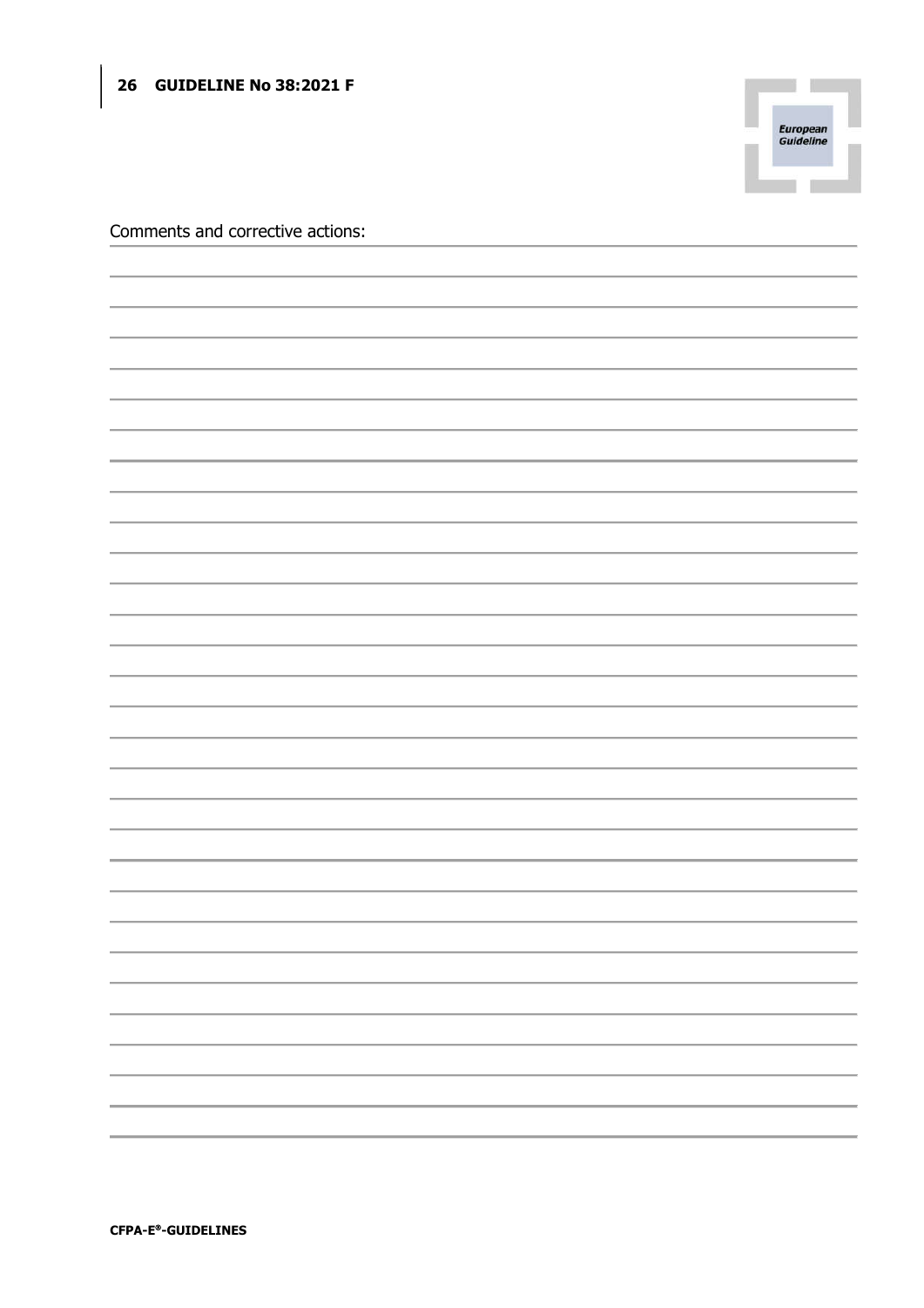Comments and corrective actions: